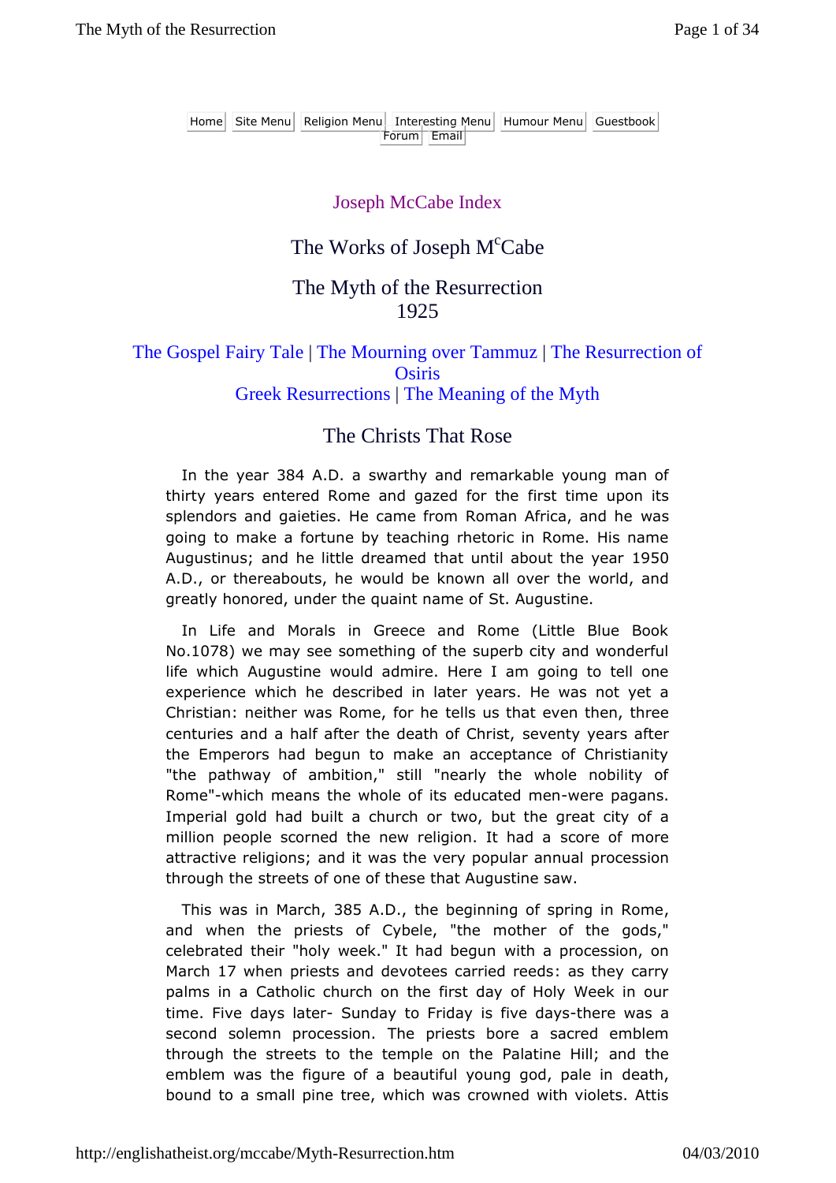Home | Site Menu | Religion Menu | Interesting Menu | Humour Menu | Guestbook
Forum | Email

Joseph McCabe Index

# The Works of Joseph M<sup>c</sup>Cabe

## The Myth of the Resurrection
1925

The Gospel Fairy Tale | The Mourning over Tammuz | The Resurrection of Osiris
Greek Resurrections | The Meaning of the Myth

## The Christs That Rose

In the year 384 A.D. a swarthy and remarkable young man of thirty years entered Rome and gazed for the first time upon its splendors and gaieties. He came from Roman Africa, and he was going to make a fortune by teaching rhetoric in Rome. His name Augustinus; and he little dreamed that until about the year 1950 A.D., or thereabouts, he would be known all over the world, and greatly honored, under the quaint name of St. Augustine.

In Life and Morals in Greece and Rome (Little Blue Book No.1078) we may see something of the superb city and wonderful life which Augustine would admire. Here I am going to tell one experience which he described in later years. He was not yet a Christian: neither was Rome, for he tells us that even then, three centuries and a half after the death of Christ, seventy years after the Emperors had begun to make an acceptance of Christianity "the pathway of ambition," still "nearly the whole nobility of Rome"-which means the whole of its educated men-were pagans. Imperial gold had built a church or two, but the great city of a million people scorned the new religion. It had a score of more attractive religions; and it was the very popular annual procession through the streets of one of these that Augustine saw.

This was in March, 385 A.D., the beginning of spring in Rome, and when the priests of Cybele, "the mother of the gods," celebrated their "holy week." It had begun with a procession, on March 17 when priests and devotees carried reeds: as they carry palms in a Catholic church on the first day of Holy Week in our time. Five days later- Sunday to Friday is five days-there was a second solemn procession. The priests bore a sacred emblem through the streets to the temple on the Palatine Hill; and the emblem was the figure of a beautiful young god, pale in death, bound to a small pine tree, which was crowned with violets. Attis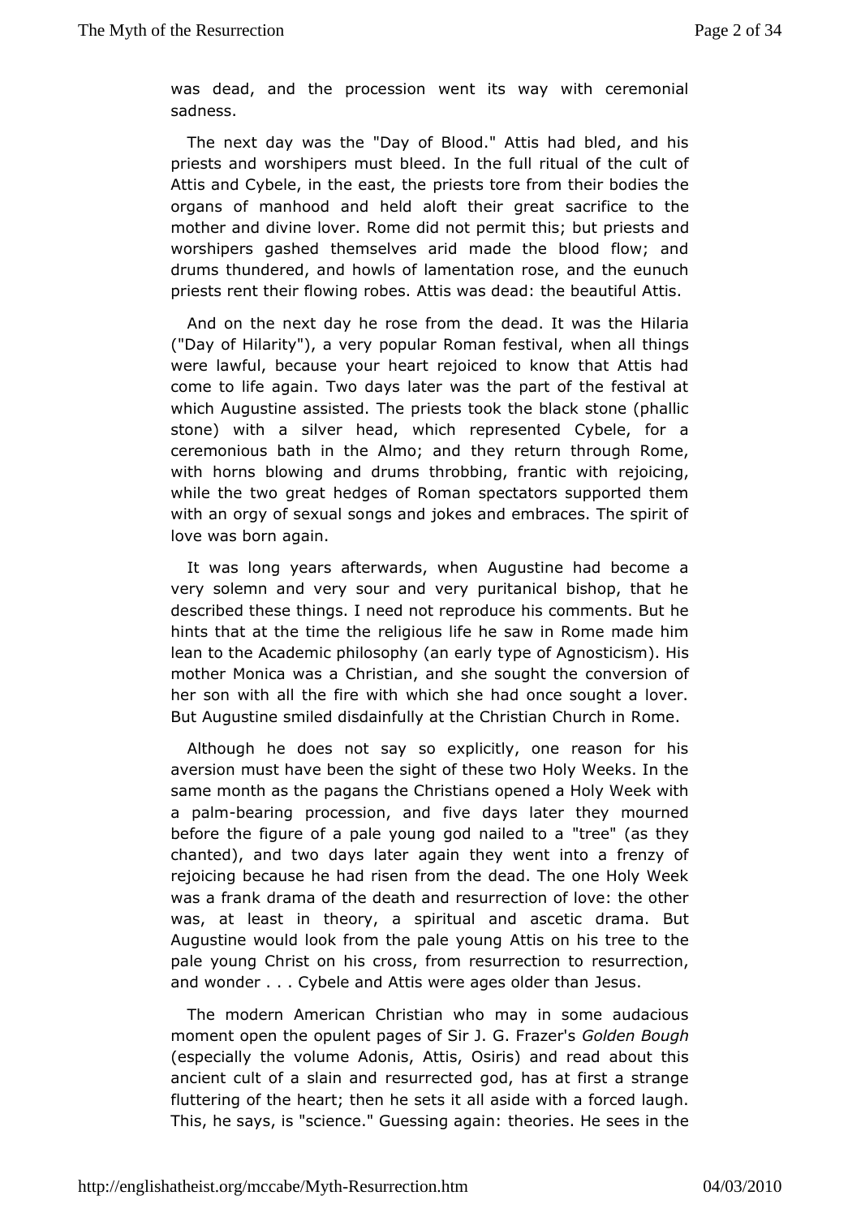was dead, and the procession went its way with ceremonial sadness.

The next day was the "Day of Blood." Attis had bled, and his priests and worshipers must bleed. In the full ritual of the cult of Attis and Cybele, in the east, the priests tore from their bodies the organs of manhood and held aloft their great sacrifice to the mother and divine lover. Rome did not permit this; but priests and worshipers gashed themselves arid made the blood flow; and drums thundered, and howls of lamentation rose, and the eunuch priests rent their flowing robes. Attis was dead: the beautiful Attis.

And on the next day he rose from the dead. It was the Hilaria ("Day of Hilarity"), a very popular Roman festival, when all things were lawful, because your heart rejoiced to know that Attis had come to life again. Two days later was the part of the festival at which Augustine assisted. The priests took the black stone (phallic stone) with a silver head, which represented Cybele, for a ceremonious bath in the Almo; and they return through Rome, with horns blowing and drums throbbing, frantic with rejoicing, while the two great hedges of Roman spectators supported them with an orgy of sexual songs and jokes and embraces. The spirit of love was born again.

It was long years afterwards, when Augustine had become a very solemn and very sour and very puritanical bishop, that he described these things. I need not reproduce his comments. But he hints that at the time the religious life he saw in Rome made him lean to the Academic philosophy (an early type of Agnosticism). His mother Monica was a Christian, and she sought the conversion of her son with all the fire with which she had once sought a lover. But Augustine smiled disdainfully at the Christian Church in Rome.

Although he does not say so explicitly, one reason for his aversion must have been the sight of these two Holy Weeks. In the same month as the pagans the Christians opened a Holy Week with a palm-bearing procession, and five days later they mourned before the figure of a pale young god nailed to a "tree" (as they chanted), and two days later again they went into a frenzy of rejoicing because he had risen from the dead. The one Holy Week was a frank drama of the death and resurrection of love: the other was, at least in theory, a spiritual and ascetic drama. But Augustine would look from the pale young Attis on his tree to the pale young Christ on his cross, from resurrection to resurrection, and wonder . . . Cybele and Attis were ages older than Jesus.

The modern American Christian who may in some audacious moment open the opulent pages of Sir J. G. Frazer's *Golden Bough* (especially the volume Adonis, Attis, Osiris) and read about this ancient cult of a slain and resurrected god, has at first a strange fluttering of the heart; then he sets it all aside with a forced laugh. This, he says, is "science." Guessing again: theories. He sees in the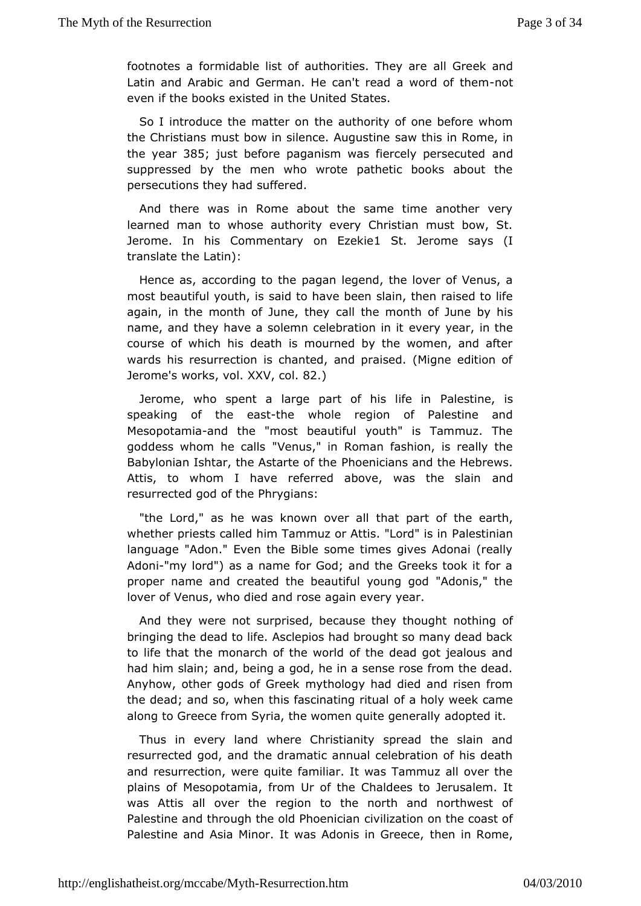footnotes a formidable list of authorities. They are all Greek and Latin and Arabic and German. He can't read a word of them-not even if the books existed in the United States.

So I introduce the matter on the authority of one before whom the Christians must bow in silence. Augustine saw this in Rome, in the year 385; just before paganism was fiercely persecuted and suppressed by the men who wrote pathetic books about the persecutions they had suffered.

And there was in Rome about the same time another very learned man to whose authority every Christian must bow, St. Jerome. In his Commentary on Ezekie1 St. Jerome says (I translate the Latin):

Hence as, according to the pagan legend, the lover of Venus, a most beautiful youth, is said to have been slain, then raised to life again, in the month of June, they call the month of June by his name, and they have a solemn celebration in it every year, in the course of which his death is mourned by the women, and after wards his resurrection is chanted, and praised. (Migne edition of Jerome's works, vol. XXV, col. 82.)

Jerome, who spent a large part of his life in Palestine, is speaking of the east-the whole region of Palestine and Mesopotamia-and the "most beautiful youth" is Tammuz. The goddess whom he calls "Venus," in Roman fashion, is really the Babylonian Ishtar, the Astarte of the Phoenicians and the Hebrews. Attis, to whom I have referred above, was the slain and resurrected god of the Phrygians:

"the Lord," as he was known over all that part of the earth, whether priests called him Tammuz or Attis. "Lord" is in Palestinian language "Adon." Even the Bible some times gives Adonai (really Adoni-"my lord") as a name for God; and the Greeks took it for a proper name and created the beautiful young god "Adonis," the lover of Venus, who died and rose again every year.

And they were not surprised, because they thought nothing of bringing the dead to life. Asclepios had brought so many dead back to life that the monarch of the world of the dead got jealous and had him slain; and, being a god, he in a sense rose from the dead. Anyhow, other gods of Greek mythology had died and risen from the dead; and so, when this fascinating ritual of a holy week came along to Greece from Syria, the women quite generally adopted it.

Thus in every land where Christianity spread the slain and resurrected god, and the dramatic annual celebration of his death and resurrection, were quite familiar. It was Tammuz all over the plains of Mesopotamia, from Ur of the Chaldees to Jerusalem. It was Attis all over the region to the north and northwest of Palestine and through the old Phoenician civilization on the coast of Palestine and Asia Minor. It was Adonis in Greece, then in Rome,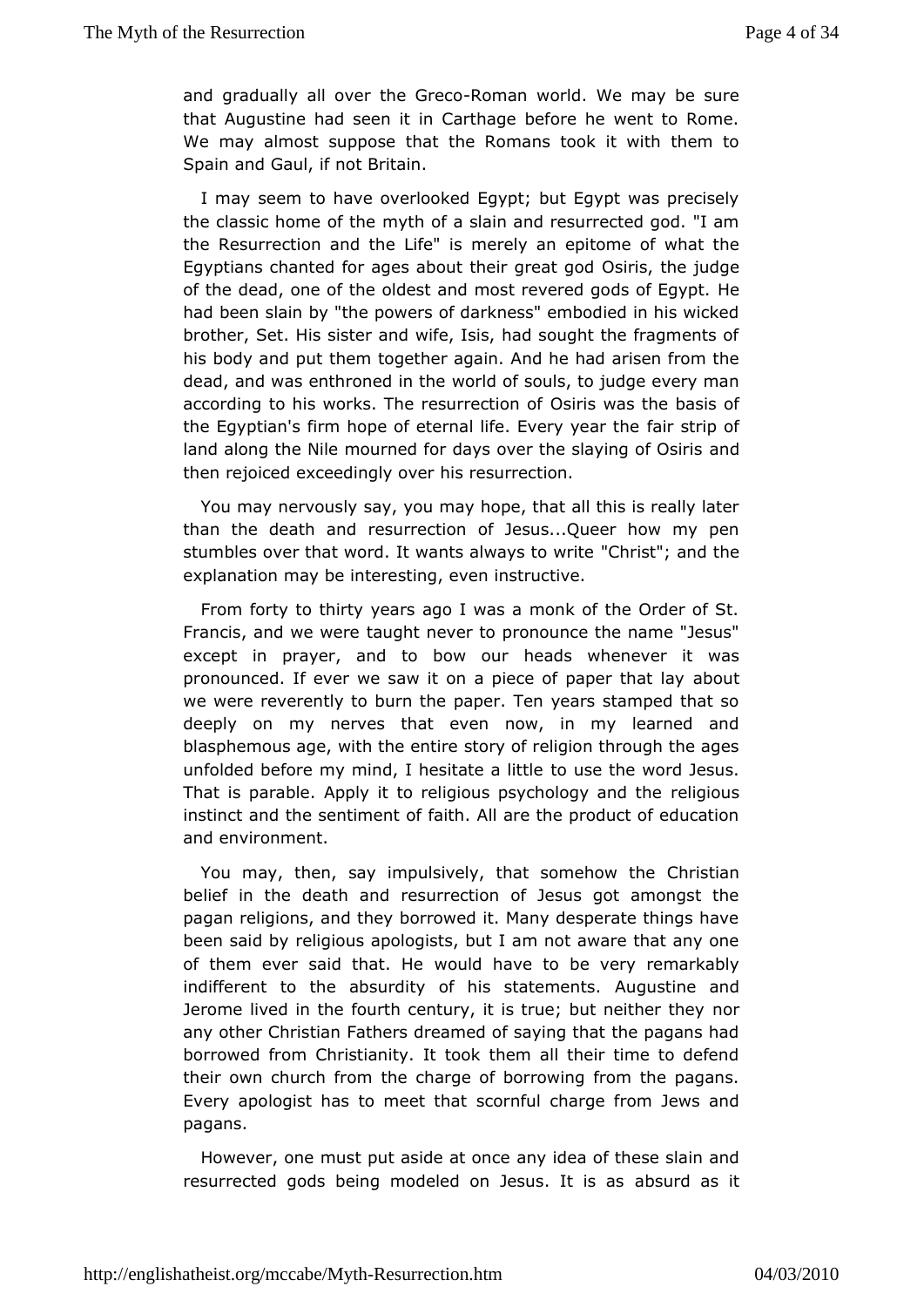and gradually all over the Greco-Roman world. We may be sure that Augustine had seen it in Carthage before he went to Rome. We may almost suppose that the Romans took it with them to Spain and Gaul, if not Britain.

I may seem to have overlooked Egypt; but Egypt was precisely the classic home of the myth of a slain and resurrected god. "I am the Resurrection and the Life" is merely an epitome of what the Egyptians chanted for ages about their great god Osiris, the judge of the dead, one of the oldest and most revered gods of Egypt. He had been slain by "the powers of darkness" embodied in his wicked brother, Set. His sister and wife, Isis, had sought the fragments of his body and put them together again. And he had arisen from the dead, and was enthroned in the world of souls, to judge every man according to his works. The resurrection of Osiris was the basis of the Egyptian's firm hope of eternal life. Every year the fair strip of land along the Nile mourned for days over the slaying of Osiris and then rejoiced exceedingly over his resurrection.

You may nervously say, you may hope, that all this is really later than the death and resurrection of Jesus...Queer how my pen stumbles over that word. It wants always to write "Christ"; and the explanation may be interesting, even instructive.

From forty to thirty years ago I was a monk of the Order of St. Francis, and we were taught never to pronounce the name "Jesus" except in prayer, and to bow our heads whenever it was pronounced. If ever we saw it on a piece of paper that lay about we were reverently to burn the paper. Ten years stamped that so deeply on my nerves that even now, in my learned and blasphemous age, with the entire story of religion through the ages unfolded before my mind, I hesitate a little to use the word Jesus. That is parable. Apply it to religious psychology and the religious instinct and the sentiment of faith. All are the product of education and environment.

You may, then, say impulsively, that somehow the Christian belief in the death and resurrection of Jesus got amongst the pagan religions, and they borrowed it. Many desperate things have been said by religious apologists, but I am not aware that any one of them ever said that. He would have to be very remarkably indifferent to the absurdity of his statements. Augustine and Jerome lived in the fourth century, it is true; but neither they nor any other Christian Fathers dreamed of saying that the pagans had borrowed from Christianity. It took them all their time to defend their own church from the charge of borrowing from the pagans. Every apologist has to meet that scornful charge from Jews and pagans.

However, one must put aside at once any idea of these slain and resurrected gods being modeled on Jesus. It is as absurd as it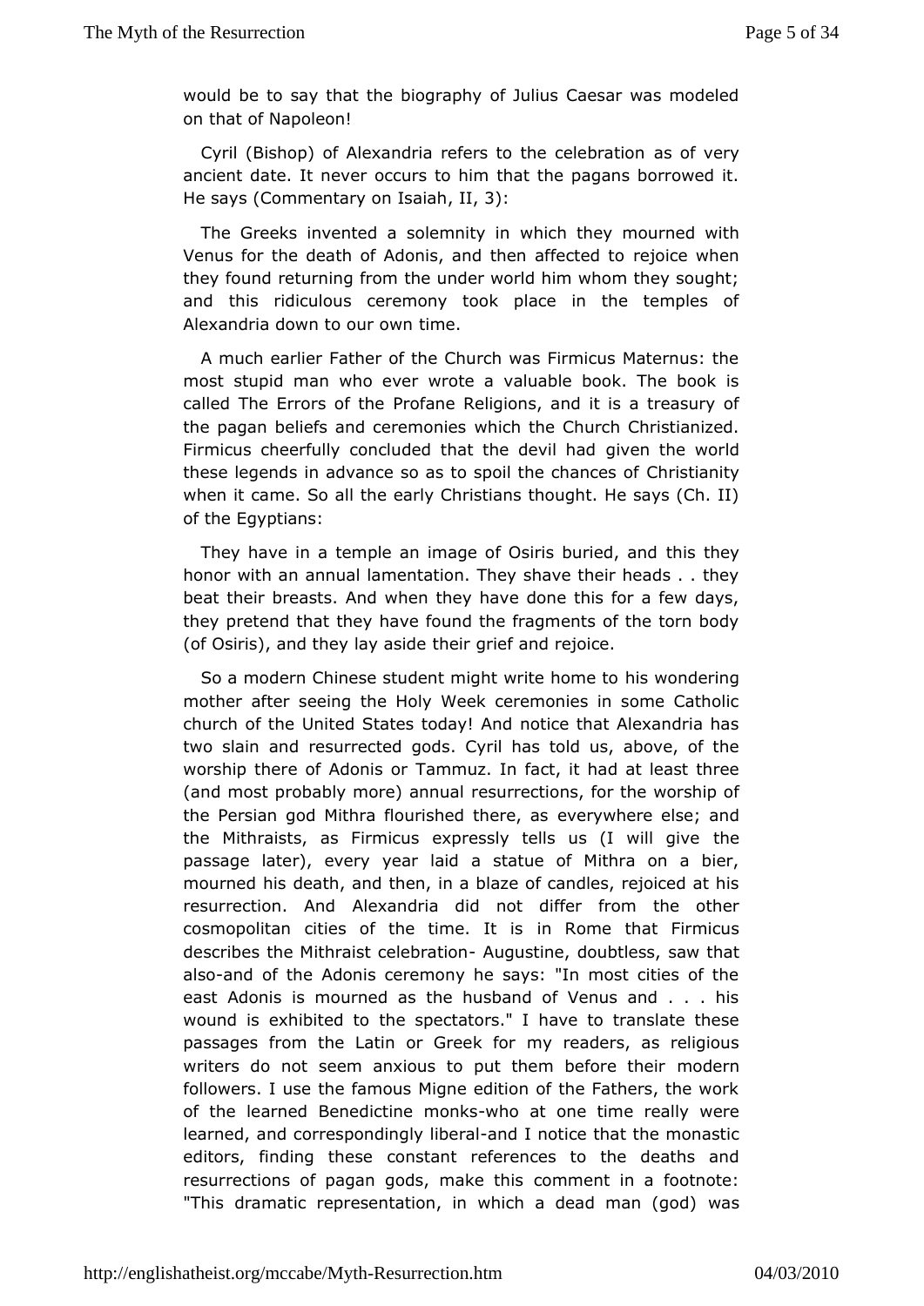would be to say that the biography of Julius Caesar was modeled on that of Napoleon!

Cyril (Bishop) of Alexandria refers to the celebration as of very ancient date. It never occurs to him that the pagans borrowed it. He says (Commentary on Isaiah, II, 3):

The Greeks invented a solemnity in which they mourned with Venus for the death of Adonis, and then affected to rejoice when they found returning from the under world him whom they sought; and this ridiculous ceremony took place in the temples of Alexandria down to our own time.

A much earlier Father of the Church was Firmicus Maternus: the most stupid man who ever wrote a valuable book. The book is called The Errors of the Profane Religions, and it is a treasury of the pagan beliefs and ceremonies which the Church Christianized. Firmicus cheerfully concluded that the devil had given the world these legends in advance so as to spoil the chances of Christianity when it came. So all the early Christians thought. He says (Ch. II) of the Egyptians:

They have in a temple an image of Osiris buried, and this they honor with an annual lamentation. They shave their heads . . they beat their breasts. And when they have done this for a few days, they pretend that they have found the fragments of the torn body (of Osiris), and they lay aside their grief and rejoice.

So a modern Chinese student might write home to his wondering mother after seeing the Holy Week ceremonies in some Catholic church of the United States today! And notice that Alexandria has two slain and resurrected gods. Cyril has told us, above, of the worship there of Adonis or Tammuz. In fact, it had at least three (and most probably more) annual resurrections, for the worship of the Persian god Mithra flourished there, as everywhere else; and the Mithraists, as Firmicus expressly tells us (I will give the passage later), every year laid a statue of Mithra on a bier, mourned his death, and then, in a blaze of candles, rejoiced at his resurrection. And Alexandria did not differ from the other cosmopolitan cities of the time. It is in Rome that Firmicus describes the Mithraist celebration- Augustine, doubtless, saw that also-and of the Adonis ceremony he says: "In most cities of the east Adonis is mourned as the husband of Venus and . . . his wound is exhibited to the spectators." I have to translate these passages from the Latin or Greek for my readers, as religious writers do not seem anxious to put them before their modern followers. I use the famous Migne edition of the Fathers, the work of the learned Benedictine monks-who at one time really were learned, and correspondingly liberal-and I notice that the monastic editors, finding these constant references to the deaths and resurrections of pagan gods, make this comment in a footnote: "This dramatic representation, in which a dead man (god) was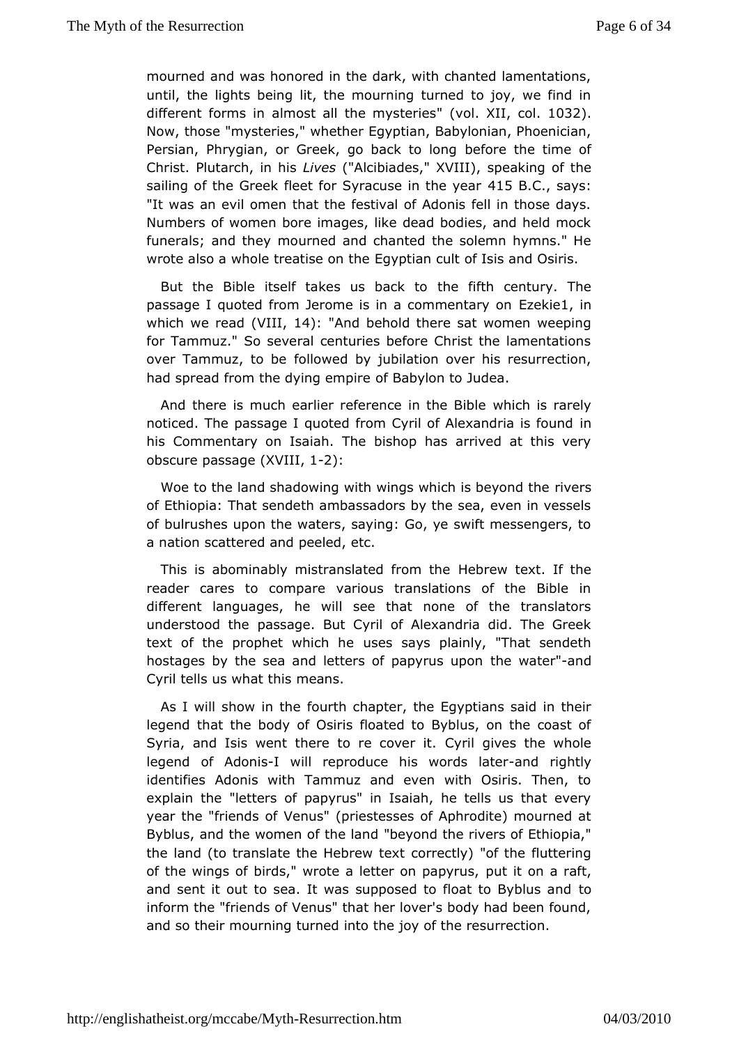mourned and was honored in the dark, with chanted lamentations, until, the lights being lit, the mourning turned to joy, we find in different forms in almost all the mysteries" (vol. XII, col. 1032). Now, those "mysteries," whether Egyptian, Babylonian, Phoenician, Persian, Phrygian, or Greek, go back to long before the time of Christ. Plutarch, in his *Lives* ("Alcibiades," XVIII), speaking of the sailing of the Greek fleet for Syracuse in the year 415 B.C., says: "It was an evil omen that the festival of Adonis fell in those days. Numbers of women bore images, like dead bodies, and held mock funerals; and they mourned and chanted the solemn hymns." He wrote also a whole treatise on the Egyptian cult of Isis and Osiris.

But the Bible itself takes us back to the fifth century. The passage I quoted from Jerome is in a commentary on Ezekiel, in which we read (VIII, 14): "And behold there sat women weeping for Tammuz." So several centuries before Christ the lamentations over Tammuz, to be followed by jubilation over his resurrection, had spread from the dying empire of Babylon to Judea.

And there is much earlier reference in the Bible which is rarely noticed. The passage I quoted from Cyril of Alexandria is found in his Commentary on Isaiah. The bishop has arrived at this very obscure passage (XVIII, 1-2):

Woe to the land shadowing with wings which is beyond the rivers of Ethiopia: That sendeth ambassadors by the sea, even in vessels of bulrushes upon the waters, saying: Go, ye swift messengers, to a nation scattered and peeled, etc.

This is abominably mistranslated from the Hebrew text. If the reader cares to compare various translations of the Bible in different languages, he will see that none of the translators understood the passage. But Cyril of Alexandria did. The Greek text of the prophet which he uses says plainly, "That sendeth hostages by the sea and letters of papyrus upon the water"-and Cyril tells us what this means.

As I will show in the fourth chapter, the Egyptians said in their legend that the body of Osiris floated to Byblus, on the coast of Syria, and Isis went there to re cover it. Cyril gives the whole legend of Adonis-I will reproduce his words later-and rightly identifies Adonis with Tammuz and even with Osiris. Then, to explain the "letters of papyrus" in Isaiah, he tells us that every year the "friends of Venus" (priestesses of Aphrodite) mourned at Byblus, and the women of the land "beyond the rivers of Ethiopia," the land (to translate the Hebrew text correctly) "of the fluttering of the wings of birds," wrote a letter on papyrus, put it on a raft, and sent it out to sea. It was supposed to float to Byblus and to inform the "friends of Venus" that her lover's body had been found, and so their mourning turned into the joy of the resurrection.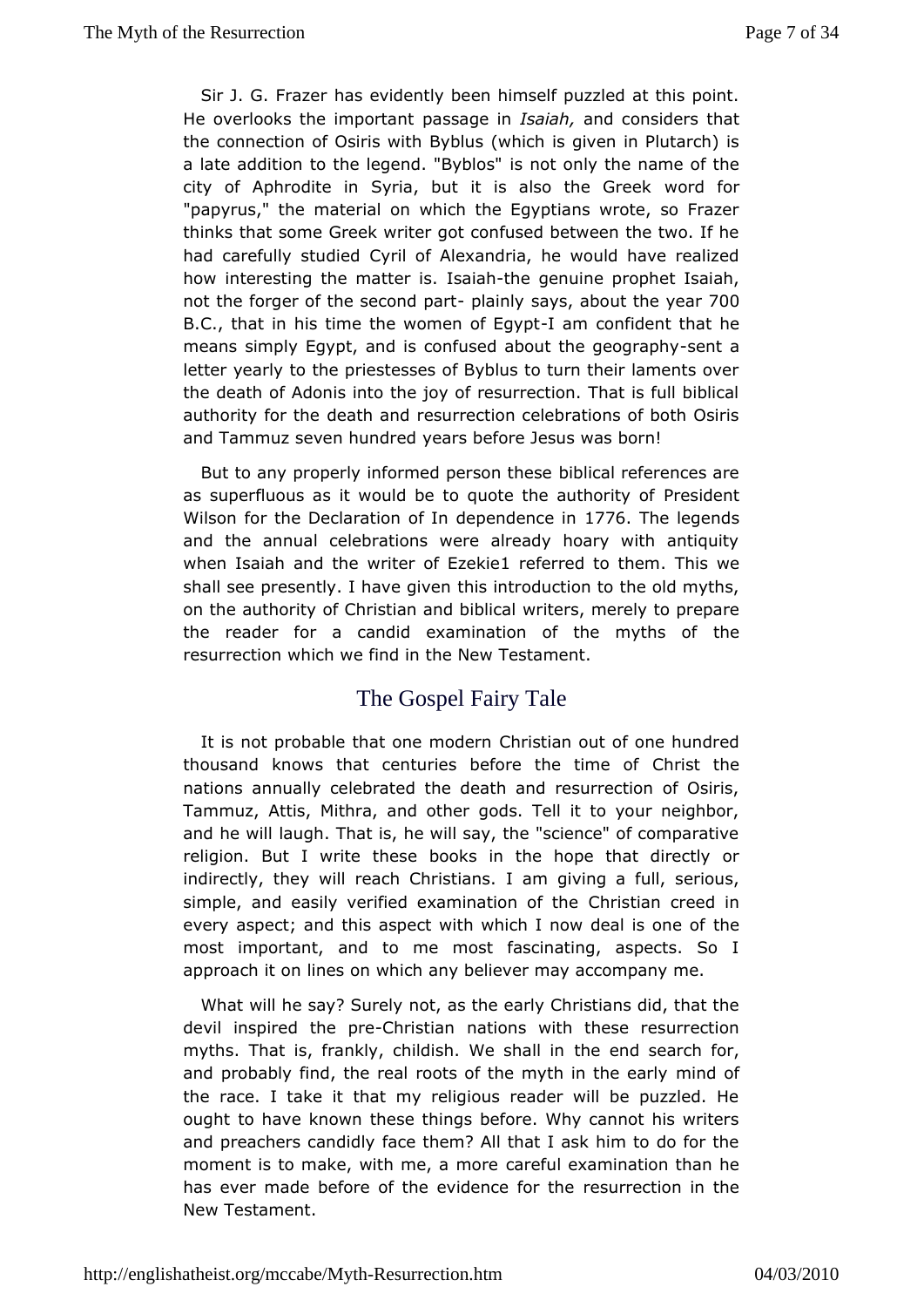Sir J. G. Frazer has evidently been himself puzzled at this point. He overlooks the important passage in *Isaiah,* and considers that the connection of Osiris with Byblus (which is given in Plutarch) is a late addition to the legend. "Byblos" is not only the name of the city of Aphrodite in Syria, but it is also the Greek word for "papyrus," the material on which the Egyptians wrote, so Frazer thinks that some Greek writer got confused between the two. If he had carefully studied Cyril of Alexandria, he would have realized how interesting the matter is. Isaiah-the genuine prophet Isaiah, not the forger of the second part- plainly says, about the year 700 B.C., that in his time the women of Egypt-I am confident that he means simply Egypt, and is confused about the geography-sent a letter yearly to the priestesses of Byblus to turn their laments over the death of Adonis into the joy of resurrection. That is full biblical authority for the death and resurrection celebrations of both Osiris and Tammuz seven hundred years before Jesus was born!

But to any properly informed person these biblical references are as superfluous as it would be to quote the authority of President Wilson for the Declaration of In dependence in 1776. The legends and the annual celebrations were already hoary with antiquity when Isaiah and the writer of Ezekie1 referred to them. This we shall see presently. I have given this introduction to the old myths, on the authority of Christian and biblical writers, merely to prepare the reader for a candid examination of the myths of the resurrection which we find in the New Testament.

## The Gospel Fairy Tale

It is not probable that one modern Christian out of one hundred thousand knows that centuries before the time of Christ the nations annually celebrated the death and resurrection of Osiris, Tammuz, Attis, Mithra, and other gods. Tell it to your neighbor, and he will laugh. That is, he will say, the "science" of comparative religion. But I write these books in the hope that directly or indirectly, they will reach Christians. I am giving a full, serious, simple, and easily verified examination of the Christian creed in every aspect; and this aspect with which I now deal is one of the most important, and to me most fascinating, aspects. So I approach it on lines on which any believer may accompany me.

What will he say? Surely not, as the early Christians did, that the devil inspired the pre-Christian nations with these resurrection myths. That is, frankly, childish. We shall in the end search for, and probably find, the real roots of the myth in the early mind of the race. I take it that my religious reader will be puzzled. He ought to have known these things before. Why cannot his writers and preachers candidly face them? All that I ask him to do for the moment is to make, with me, a more careful examination than he has ever made before of the evidence for the resurrection in the New Testament.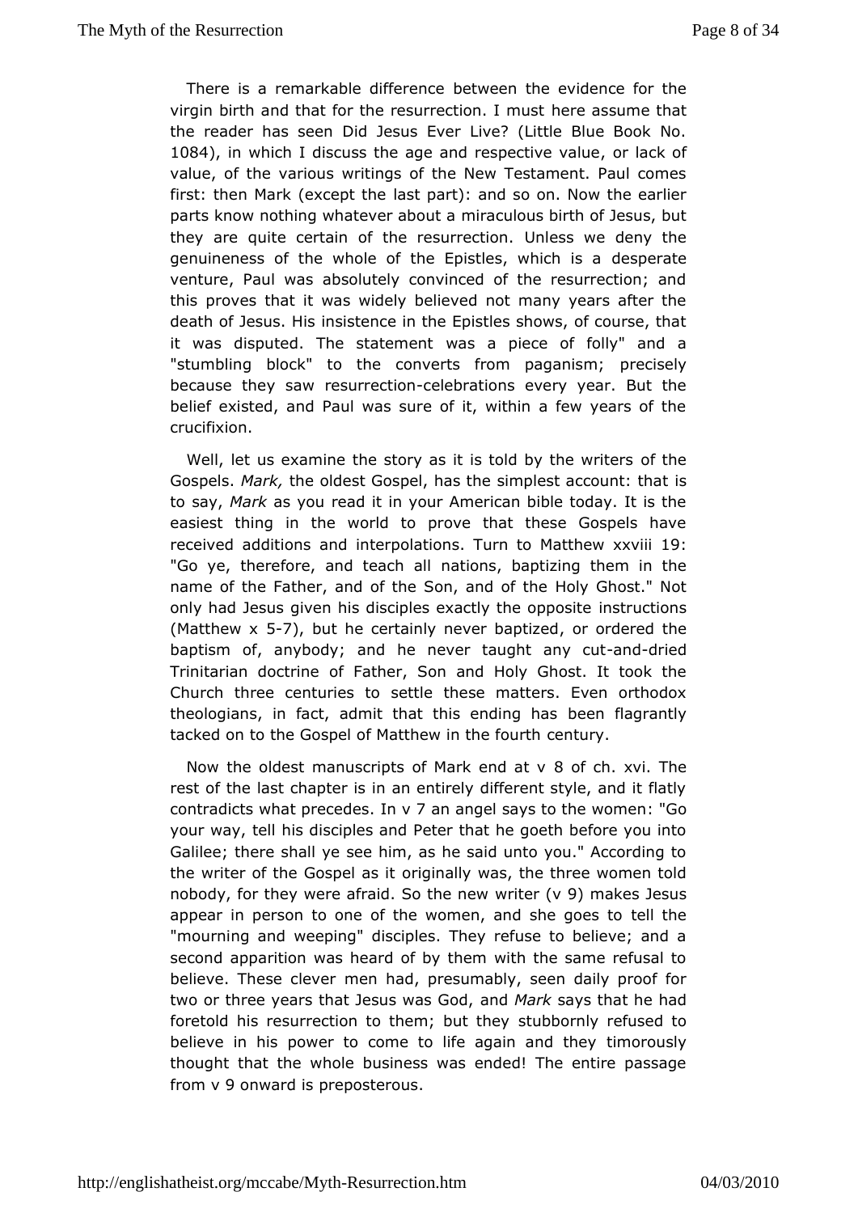There is a remarkable difference between the evidence for the virgin birth and that for the resurrection. I must here assume that the reader has seen Did Jesus Ever Live? (Little Blue Book No. 1084), in which I discuss the age and respective value, or lack of value, of the various writings of the New Testament. Paul comes first: then Mark (except the last part): and so on. Now the earlier parts know nothing whatever about a miraculous birth of Jesus, but they are quite certain of the resurrection. Unless we deny the genuineness of the whole of the Epistles, which is a desperate venture, Paul was absolutely convinced of the resurrection; and this proves that it was widely believed not many years after the death of Jesus. His insistence in the Epistles shows, of course, that it was disputed. The statement was a piece of folly" and a "stumbling block" to the converts from paganism; precisely because they saw resurrection-celebrations every year. But the belief existed, and Paul was sure of it, within a few years of the crucifixion.

Well, let us examine the story as it is told by the writers of the Gospels. *Mark,* the oldest Gospel, has the simplest account: that is to say, *Mark* as you read it in your American bible today. It is the easiest thing in the world to prove that these Gospels have received additions and interpolations. Turn to Matthew xxviii 19: "Go ye, therefore, and teach all nations, baptizing them in the name of the Father, and of the Son, and of the Holy Ghost." Not only had Jesus given his disciples exactly the opposite instructions (Matthew x 5-7), but he certainly never baptized, or ordered the baptism of, anybody; and he never taught any cut-and-dried Trinitarian doctrine of Father, Son and Holy Ghost. It took the Church three centuries to settle these matters. Even orthodox theologians, in fact, admit that this ending has been flagrantly tacked on to the Gospel of Matthew in the fourth century.

Now the oldest manuscripts of Mark end at v 8 of ch. xvi. The rest of the last chapter is in an entirely different style, and it flatly contradicts what precedes. In v 7 an angel says to the women: "Go your way, tell his disciples and Peter that he goeth before you into Galilee; there shall ye see him, as he said unto you." According to the writer of the Gospel as it originally was, the three women told nobody, for they were afraid. So the new writer (v 9) makes Jesus appear in person to one of the women, and she goes to tell the "mourning and weeping" disciples. They refuse to believe; and a second apparition was heard of by them with the same refusal to believe. These clever men had, presumably, seen daily proof for two or three years that Jesus was God, and *Mark* says that he had foretold his resurrection to them; but they stubbornly refused to believe in his power to come to life again and they timorously thought that the whole business was ended! The entire passage from v 9 onward is preposterous.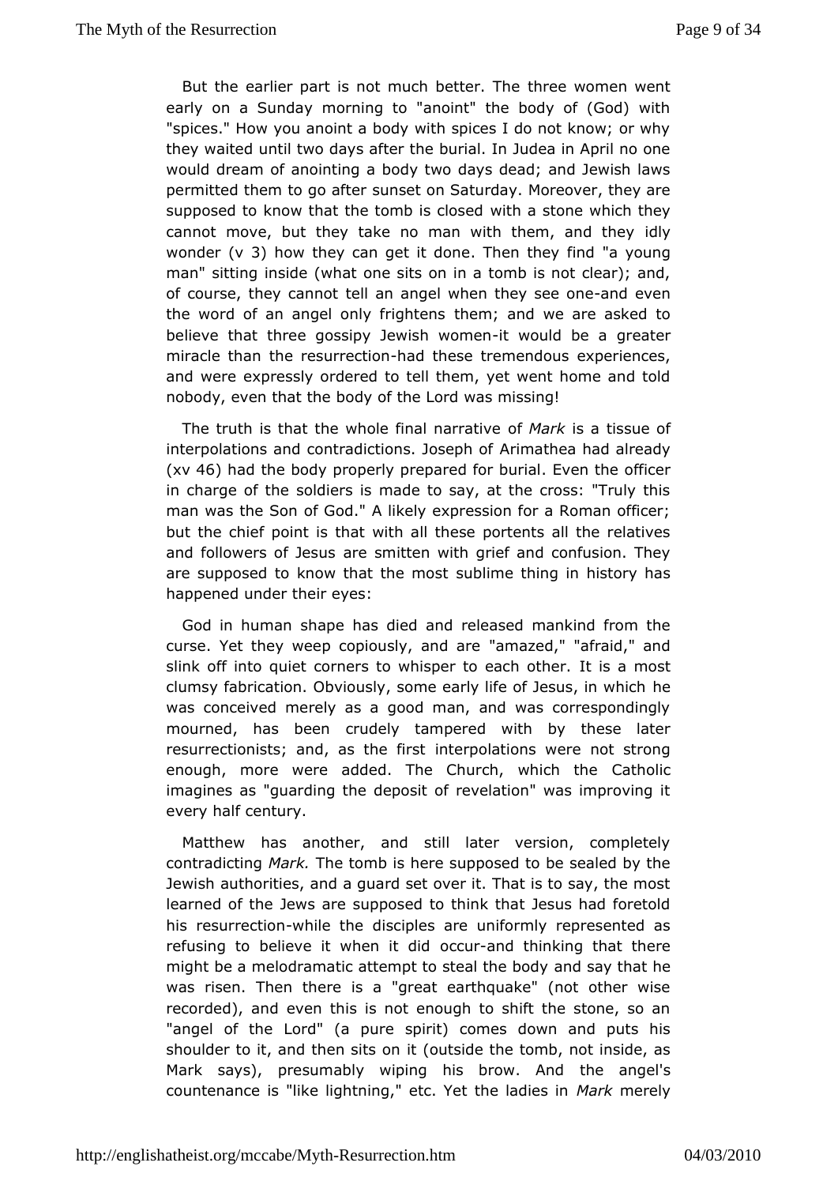But the earlier part is not much better. The three women went early on a Sunday morning to "anoint" the body of (God) with "spices." How you anoint a body with spices I do not know; or why they waited until two days after the burial. In Judea in April no one would dream of anointing a body two days dead; and Jewish laws permitted them to go after sunset on Saturday. Moreover, they are supposed to know that the tomb is closed with a stone which they cannot move, but they take no man with them, and they idly wonder (v 3) how they can get it done. Then they find "a young man" sitting inside (what one sits on in a tomb is not clear); and, of course, they cannot tell an angel when they see one-and even the word of an angel only frightens them; and we are asked to believe that three gossipy Jewish women-it would be a greater miracle than the resurrection-had these tremendous experiences, and were expressly ordered to tell them, yet went home and told nobody, even that the body of the Lord was missing!

The truth is that the whole final narrative of *Mark* is a tissue of interpolations and contradictions. Joseph of Arimathea had already (xv 46) had the body properly prepared for burial. Even the officer in charge of the soldiers is made to say, at the cross: "Truly this man was the Son of God." A likely expression for a Roman officer; but the chief point is that with all these portents all the relatives and followers of Jesus are smitten with grief and confusion. They are supposed to know that the most sublime thing in history has happened under their eyes:

God in human shape has died and released mankind from the curse. Yet they weep copiously, and are "amazed," "afraid," and slink off into quiet corners to whisper to each other. It is a most clumsy fabrication. Obviously, some early life of Jesus, in which he was conceived merely as a good man, and was correspondingly mourned, has been crudely tampered with by these later resurrectionists; and, as the first interpolations were not strong enough, more were added. The Church, which the Catholic imagines as "guarding the deposit of revelation" was improving it every half century.

Matthew has another, and still later version, completely contradicting *Mark.* The tomb is here supposed to be sealed by the Jewish authorities, and a guard set over it. That is to say, the most learned of the Jews are supposed to think that Jesus had foretold his resurrection-while the disciples are uniformly represented as refusing to believe it when it did occur-and thinking that there might be a melodramatic attempt to steal the body and say that he was risen. Then there is a "great earthquake" (not other wise recorded), and even this is not enough to shift the stone, so an "angel of the Lord" (a pure spirit) comes down and puts his shoulder to it, and then sits on it (outside the tomb, not inside, as Mark says), presumably wiping his brow. And the angel's countenance is "like lightning," etc. Yet the ladies in *Mark* merely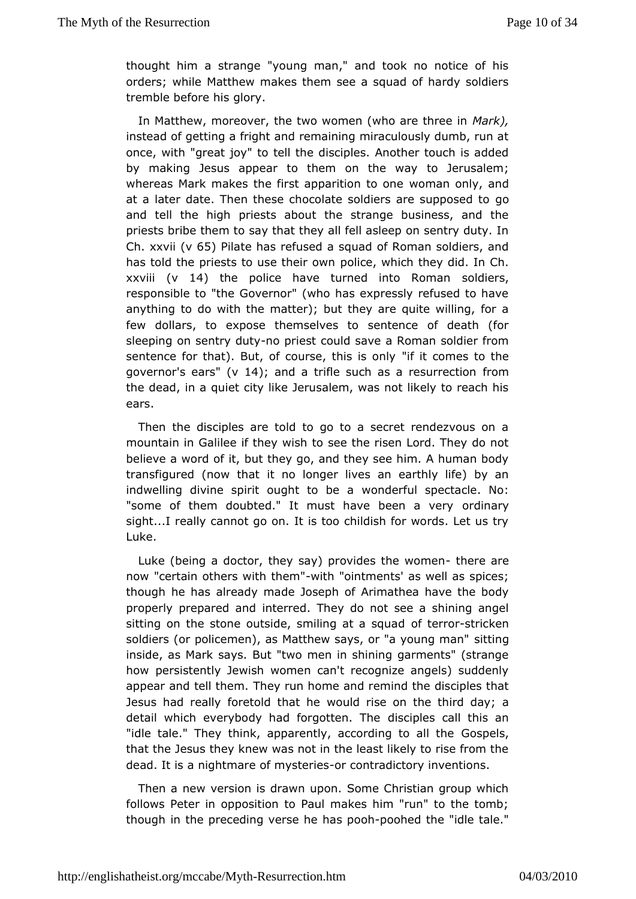thought him a strange "young man," and took no notice of his orders; while Matthew makes them see a squad of hardy soldiers tremble before his glory.

In Matthew, moreover, the two women (who are three in *Mark),* instead of getting a fright and remaining miraculously dumb, run at once, with "great joy" to tell the disciples. Another touch is added by making Jesus appear to them on the way to Jerusalem; whereas Mark makes the first apparition to one woman only, and at a later date. Then these chocolate soldiers are supposed to go and tell the high priests about the strange business, and the priests bribe them to say that they all fell asleep on sentry duty. In Ch. xxvii (v 65) Pilate has refused a squad of Roman soldiers, and has told the priests to use their own police, which they did. In Ch. xxviii (v 14) the police have turned into Roman soldiers, responsible to "the Governor" (who has expressly refused to have anything to do with the matter); but they are quite willing, for a few dollars, to expose themselves to sentence of death (for sleeping on sentry duty-no priest could save a Roman soldier from sentence for that). But, of course, this is only "if it comes to the governor's ears" (v 14); and a trifle such as a resurrection from the dead, in a quiet city like Jerusalem, was not likely to reach his ears.

Then the disciples are told to go to a secret rendezvous on a mountain in Galilee if they wish to see the risen Lord. They do not believe a word of it, but they go, and they see him. A human body transfigured (now that it no longer lives an earthly life) by an indwelling divine spirit ought to be a wonderful spectacle. No: "some of them doubted." It must have been a very ordinary sight...I really cannot go on. It is too childish for words. Let us try Luke.

Luke (being a doctor, they say) provides the women- there are now "certain others with them"-with "ointments' as well as spices; though he has already made Joseph of Arimathea have the body properly prepared and interred. They do not see a shining angel sitting on the stone outside, smiling at a squad of terror-stricken soldiers (or policemen), as Matthew says, or "a young man" sitting inside, as Mark says. But "two men in shining garments" (strange how persistently Jewish women can't recognize angels) suddenly appear and tell them. They run home and remind the disciples that Jesus had really foretold that he would rise on the third day; a detail which everybody had forgotten. The disciples call this an "idle tale." They think, apparently, according to all the Gospels, that the Jesus they knew was not in the least likely to rise from the dead. It is a nightmare of mysteries-or contradictory inventions.

Then a new version is drawn upon. Some Christian group which follows Peter in opposition to Paul makes him "run" to the tomb; though in the preceding verse he has pooh-poohed the "idle tale."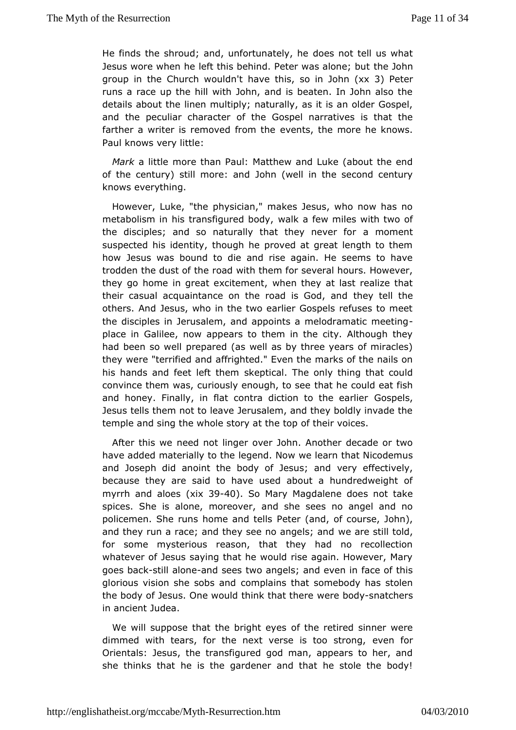He finds the shroud; and, unfortunately, he does not tell us what Jesus wore when he left this behind. Peter was alone; but the John group in the Church wouldn't have this, so in John (xx 3) Peter runs a race up the hill with John, and is beaten. In John also the details about the linen multiply; naturally, as it is an older Gospel, and the peculiar character of the Gospel narratives is that the farther a writer is removed from the events, the more he knows. Paul knows very little:

*Mark* a little more than Paul: Matthew and Luke (about the end of the century) still more: and John (well in the second century knows everything.

However, Luke, "the physician," makes Jesus, who now has no metabolism in his transfigured body, walk a few miles with two of the disciples; and so naturally that they never for a moment suspected his identity, though he proved at great length to them how Jesus was bound to die and rise again. He seems to have trodden the dust of the road with them for several hours. However, they go home in great excitement, when they at last realize that their casual acquaintance on the road is God, and they tell the others. And Jesus, who in the two earlier Gospels refuses to meet the disciples in Jerusalem, and appoints a melodramatic meeting-place in Galilee, now appears to them in the city. Although they had been so well prepared (as well as by three years of miracles) they were "terrified and affrighted." Even the marks of the nails on his hands and feet left them skeptical. The only thing that could convince them was, curiously enough, to see that he could eat fish and honey. Finally, in flat contra diction to the earlier Gospels, Jesus tells them not to leave Jerusalem, and they boldly invade the temple and sing the whole story at the top of their voices.

After this we need not linger over John. Another decade or two have added materially to the legend. Now we learn that Nicodemus and Joseph did anoint the body of Jesus; and very effectively, because they are said to have used about a hundredweight of myrrh and aloes (xix 39-40). So Mary Magdalene does not take spices. She is alone, moreover, and she sees no angel and no policemen. She runs home and tells Peter (and, of course, John), and they run a race; and they see no angels; and we are still told, for some mysterious reason, that they had no recollection whatever of Jesus saying that he would rise again. However, Mary goes back-still alone-and sees two angels; and even in face of this glorious vision she sobs and complains that somebody has stolen the body of Jesus. One would think that there were body-snatchers in ancient Judea.

We will suppose that the bright eyes of the retired sinner were dimmed with tears, for the next verse is too strong, even for Orientals: Jesus, the transfigured god man, appears to her, and she thinks that he is the gardener and that he stole the body!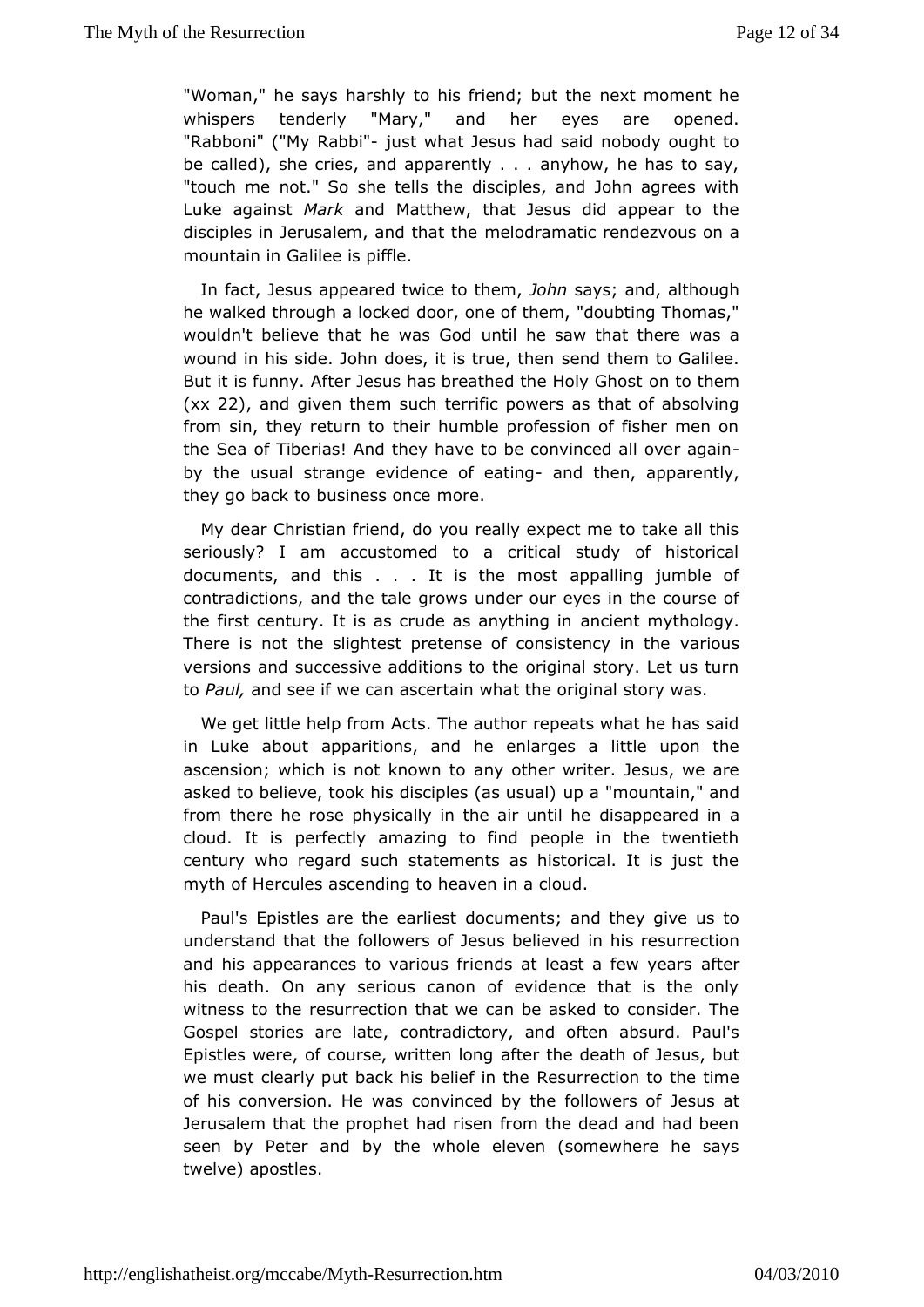"Woman," he says harshly to his friend; but the next moment he whispers tenderly "Mary," and her eyes are opened. "Rabboni" ("My Rabbi"- just what Jesus had said nobody ought to be called), she cries, and apparently . . . anyhow, he has to say, "touch me not." So she tells the disciples, and John agrees with Luke against *Mark* and Matthew, that Jesus did appear to the disciples in Jerusalem, and that the melodramatic rendezvous on a mountain in Galilee is piffle.

In fact, Jesus appeared twice to them, *John* says; and, although he walked through a locked door, one of them, "doubting Thomas," wouldn't believe that he was God until he saw that there was a wound in his side. John does, it is true, then send them to Galilee. But it is funny. After Jesus has breathed the Holy Ghost on to them (xx 22), and given them such terrific powers as that of absolving from sin, they return to their humble profession of fisher men on the Sea of Tiberias! And they have to be convinced all over again- by the usual strange evidence of eating- and then, apparently, they go back to business once more.

My dear Christian friend, do you really expect me to take all this seriously? I am accustomed to a critical study of historical documents, and this . . . It is the most appalling jumble of contradictions, and the tale grows under our eyes in the course of the first century. It is as crude as anything in ancient mythology. There is not the slightest pretense of consistency in the various versions and successive additions to the original story. Let us turn to *Paul,* and see if we can ascertain what the original story was.

We get little help from Acts. The author repeats what he has said in Luke about apparitions, and he enlarges a little upon the ascension; which is not known to any other writer. Jesus, we are asked to believe, took his disciples (as usual) up a "mountain," and from there he rose physically in the air until he disappeared in a cloud. It is perfectly amazing to find people in the twentieth century who regard such statements as historical. It is just the myth of Hercules ascending to heaven in a cloud.

Paul's Epistles are the earliest documents; and they give us to understand that the followers of Jesus believed in his resurrection and his appearances to various friends at least a few years after his death. On any serious canon of evidence that is the only witness to the resurrection that we can be asked to consider. The Gospel stories are late, contradictory, and often absurd. Paul's Epistles were, of course, written long after the death of Jesus, but we must clearly put back his belief in the Resurrection to the time of his conversion. He was convinced by the followers of Jesus at Jerusalem that the prophet had risen from the dead and had been seen by Peter and by the whole eleven (somewhere he says twelve) apostles.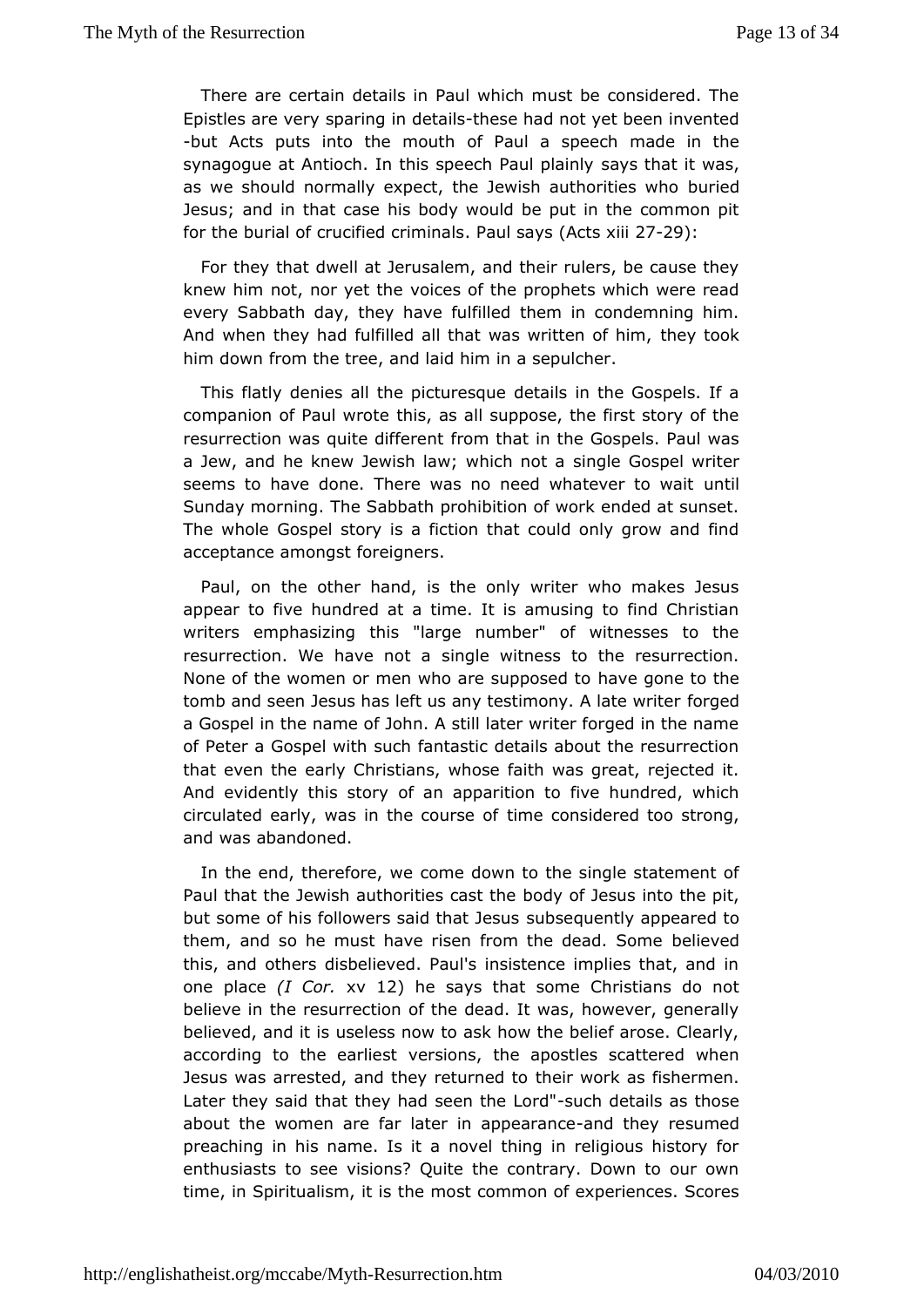There are certain details in Paul which must be considered. The Epistles are very sparing in details-these had not yet been invented -but Acts puts into the mouth of Paul a speech made in the synagogue at Antioch. In this speech Paul plainly says that it was, as we should normally expect, the Jewish authorities who buried Jesus; and in that case his body would be put in the common pit for the burial of crucified criminals. Paul says (Acts xiii 27-29):

For they that dwell at Jerusalem, and their rulers, be cause they knew him not, nor yet the voices of the prophets which were read every Sabbath day, they have fulfilled them in condemning him. And when they had fulfilled all that was written of him, they took him down from the tree, and laid him in a sepulcher.

This flatly denies all the picturesque details in the Gospels. If a companion of Paul wrote this, as all suppose, the first story of the resurrection was quite different from that in the Gospels. Paul was a Jew, and he knew Jewish law; which not a single Gospel writer seems to have done. There was no need whatever to wait until Sunday morning. The Sabbath prohibition of work ended at sunset. The whole Gospel story is a fiction that could only grow and find acceptance amongst foreigners.

Paul, on the other hand, is the only writer who makes Jesus appear to five hundred at a time. It is amusing to find Christian writers emphasizing this "large number" of witnesses to the resurrection. We have not a single witness to the resurrection. None of the women or men who are supposed to have gone to the tomb and seen Jesus has left us any testimony. A late writer forged a Gospel in the name of John. A still later writer forged in the name of Peter a Gospel with such fantastic details about the resurrection that even the early Christians, whose faith was great, rejected it. And evidently this story of an apparition to five hundred, which circulated early, was in the course of time considered too strong, and was abandoned.

In the end, therefore, we come down to the single statement of Paul that the Jewish authorities cast the body of Jesus into the pit, but some of his followers said that Jesus subsequently appeared to them, and so he must have risen from the dead. Some believed this, and others disbelieved. Paul's insistence implies that, and in one place *(I Cor.* xv 12) he says that some Christians do not believe in the resurrection of the dead. It was, however, generally believed, and it is useless now to ask how the belief arose. Clearly, according to the earliest versions, the apostles scattered when Jesus was arrested, and they returned to their work as fishermen. Later they said that they had seen the Lord"-such details as those about the women are far later in appearance-and they resumed preaching in his name. Is it a novel thing in religious history for enthusiasts to see visions? Quite the contrary. Down to our own time, in Spiritualism, it is the most common of experiences. Scores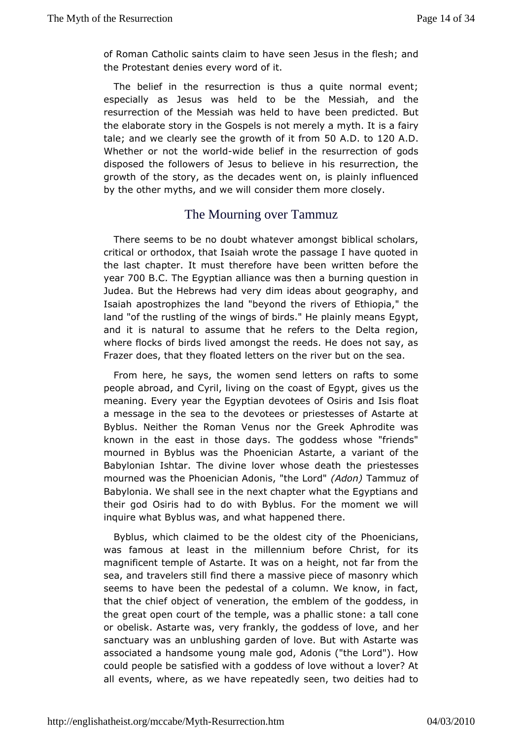of Roman Catholic saints claim to have seen Jesus in the flesh; and the Protestant denies every word of it.

The belief in the resurrection is thus a quite normal event; especially as Jesus was held to be the Messiah, and the resurrection of the Messiah was held to have been predicted. But the elaborate story in the Gospels is not merely a myth. It is a fairy tale; and we clearly see the growth of it from 50 A.D. to 120 A.D. Whether or not the world-wide belief in the resurrection of gods disposed the followers of Jesus to believe in his resurrection, the growth of the story, as the decades went on, is plainly influenced by the other myths, and we will consider them more closely.

## The Mourning over Tammuz

There seems to be no doubt whatever amongst biblical scholars, critical or orthodox, that Isaiah wrote the passage I have quoted in the last chapter. It must therefore have been written before the year 700 B.C. The Egyptian alliance was then a burning question in Judea. But the Hebrews had very dim ideas about geography, and Isaiah apostrophizes the land "beyond the rivers of Ethiopia," the land "of the rustling of the wings of birds." He plainly means Egypt, and it is natural to assume that he refers to the Delta region, where flocks of birds lived amongst the reeds. He does not say, as Frazer does, that they floated letters on the river but on the sea.

From here, he says, the women send letters on rafts to some people abroad, and Cyril, living on the coast of Egypt, gives us the meaning. Every year the Egyptian devotees of Osiris and Isis float a message in the sea to the devotees or priestesses of Astarte at Byblus. Neither the Roman Venus nor the Greek Aphrodite was known in the east in those days. The goddess whose "friends" mourned in Byblus was the Phoenician Astarte, a variant of the Babylonian Ishtar. The divine lover whose death the priestesses mourned was the Phoenician Adonis, "the Lord" *(Adon)* Tammuz of Babylonia. We shall see in the next chapter what the Egyptians and their god Osiris had to do with Byblus. For the moment we will inquire what Byblus was, and what happened there.

Byblus, which claimed to be the oldest city of the Phoenicians, was famous at least in the millennium before Christ, for its magnificent temple of Astarte. It was on a height, not far from the sea, and travelers still find there a massive piece of masonry which seems to have been the pedestal of a column. We know, in fact, that the chief object of veneration, the emblem of the goddess, in the great open court of the temple, was a phallic stone: a tall cone or obelisk. Astarte was, very frankly, the goddess of love, and her sanctuary was an unblushing garden of love. But with Astarte was associated a handsome young male god, Adonis ("the Lord"). How could people be satisfied with a goddess of love without a lover? At all events, where, as we have repeatedly seen, two deities had to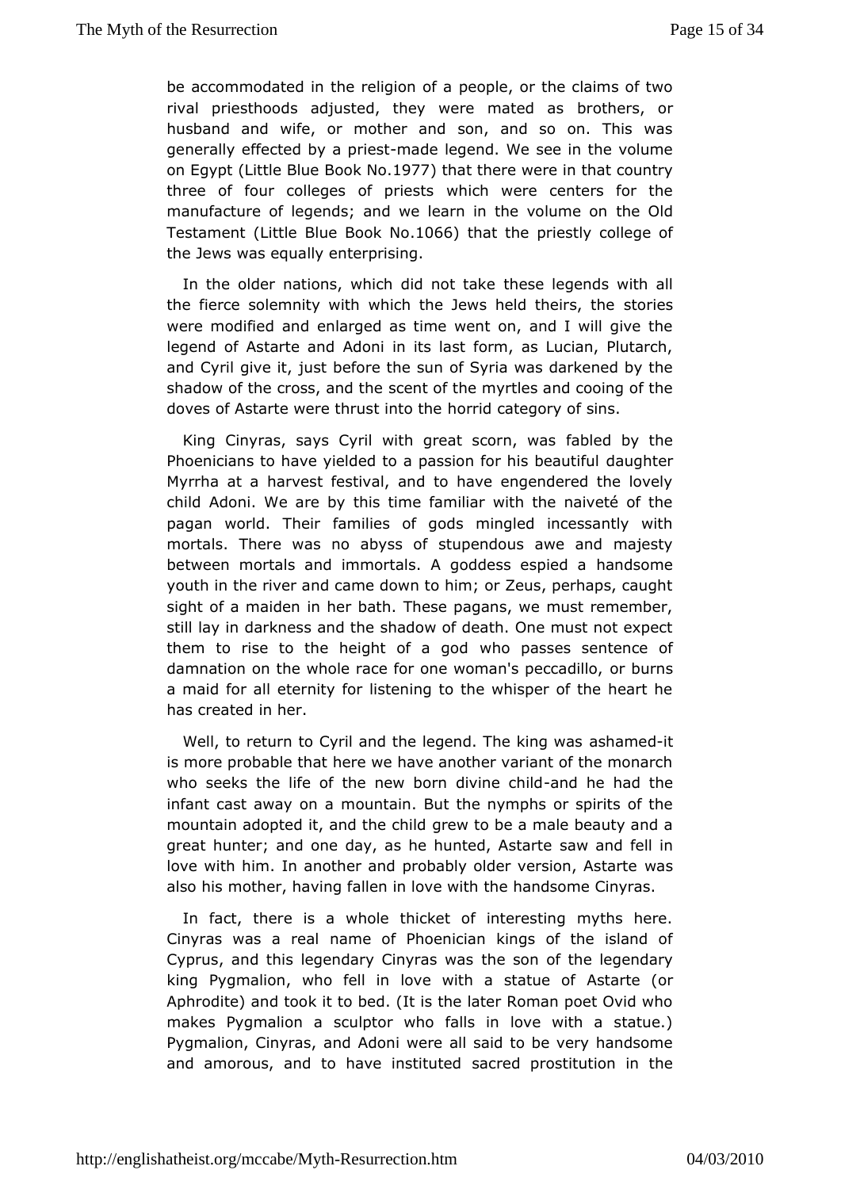be accommodated in the religion of a people, or the claims of two rival priesthoods adjusted, they were mated as brothers, or husband and wife, or mother and son, and so on. This was generally effected by a priest-made legend. We see in the volume on Egypt (Little Blue Book No.1977) that there were in that country three of four colleges of priests which were centers for the manufacture of legends; and we learn in the volume on the Old Testament (Little Blue Book No.1066) that the priestly college of the Jews was equally enterprising.

In the older nations, which did not take these legends with all the fierce solemnity with which the Jews held theirs, the stories were modified and enlarged as time went on, and I will give the legend of Astarte and Adoni in its last form, as Lucian, Plutarch, and Cyril give it, just before the sun of Syria was darkened by the shadow of the cross, and the scent of the myrtles and cooing of the doves of Astarte were thrust into the horrid category of sins.

King Cinyras, says Cyril with great scorn, was fabled by the Phoenicians to have yielded to a passion for his beautiful daughter Myrrha at a harvest festival, and to have engendered the lovely child Adoni. We are by this time familiar with the naiveté of the pagan world. Their families of gods mingled incessantly with mortals. There was no abyss of stupendous awe and majesty between mortals and immortals. A goddess espied a handsome youth in the river and came down to him; or Zeus, perhaps, caught sight of a maiden in her bath. These pagans, we must remember, still lay in darkness and the shadow of death. One must not expect them to rise to the height of a god who passes sentence of damnation on the whole race for one woman's peccadillo, or burns a maid for all eternity for listening to the whisper of the heart he has created in her.

Well, to return to Cyril and the legend. The king was ashamed-it is more probable that here we have another variant of the monarch who seeks the life of the new born divine child-and he had the infant cast away on a mountain. But the nymphs or spirits of the mountain adopted it, and the child grew to be a male beauty and a great hunter; and one day, as he hunted, Astarte saw and fell in love with him. In another and probably older version, Astarte was also his mother, having fallen in love with the handsome Cinyras.

In fact, there is a whole thicket of interesting myths here. Cinyras was a real name of Phoenician kings of the island of Cyprus, and this legendary Cinyras was the son of the legendary king Pygmalion, who fell in love with a statue of Astarte (or Aphrodite) and took it to bed. (It is the later Roman poet Ovid who makes Pygmalion a sculptor who falls in love with a statue.) Pygmalion, Cinyras, and Adoni were all said to be very handsome and amorous, and to have instituted sacred prostitution in the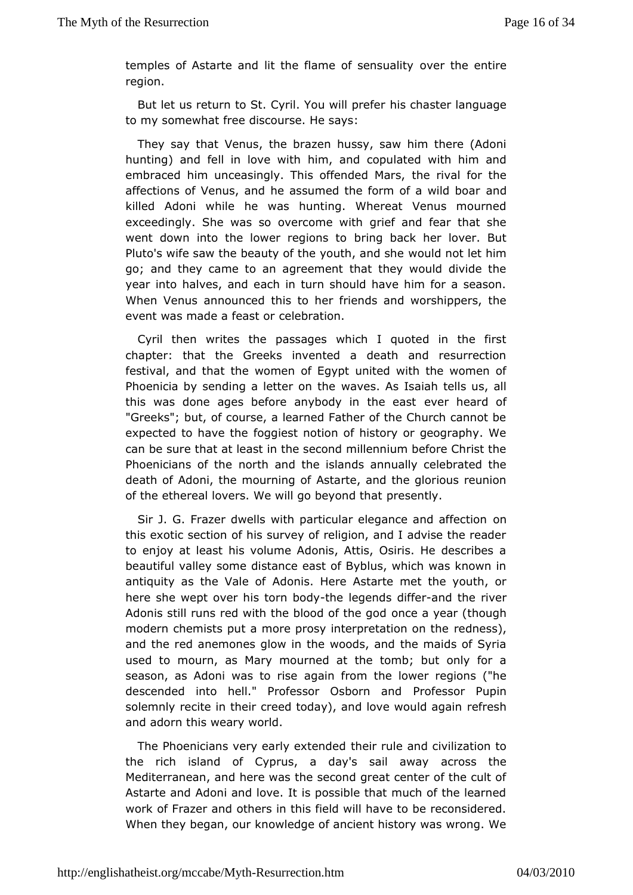temples of Astarte and lit the flame of sensuality over the entire region.

But let us return to St. Cyril. You will prefer his chaster language to my somewhat free discourse. He says:

They say that Venus, the brazen hussy, saw him there (Adoni hunting) and fell in love with him, and copulated with him and embraced him unceasingly. This offended Mars, the rival for the affections of Venus, and he assumed the form of a wild boar and killed Adoni while he was hunting. Whereat Venus mourned exceedingly. She was so overcome with grief and fear that she went down into the lower regions to bring back her lover. But Pluto's wife saw the beauty of the youth, and she would not let him go; and they came to an agreement that they would divide the year into halves, and each in turn should have him for a season. When Venus announced this to her friends and worshippers, the event was made a feast or celebration.

Cyril then writes the passages which I quoted in the first chapter: that the Greeks invented a death and resurrection festival, and that the women of Egypt united with the women of Phoenicia by sending a letter on the waves. As Isaiah tells us, all this was done ages before anybody in the east ever heard of "Greeks"; but, of course, a learned Father of the Church cannot be expected to have the foggiest notion of history or geography. We can be sure that at least in the second millennium before Christ the Phoenicians of the north and the islands annually celebrated the death of Adoni, the mourning of Astarte, and the glorious reunion of the ethereal lovers. We will go beyond that presently.

Sir J. G. Frazer dwells with particular elegance and affection on this exotic section of his survey of religion, and I advise the reader to enjoy at least his volume Adonis, Attis, Osiris. He describes a beautiful valley some distance east of Byblus, which was known in antiquity as the Vale of Adonis. Here Astarte met the youth, or here she wept over his torn body-the legends differ-and the river Adonis still runs red with the blood of the god once a year (though modern chemists put a more prosy interpretation on the redness), and the red anemones glow in the woods, and the maids of Syria used to mourn, as Mary mourned at the tomb; but only for a season, as Adoni was to rise again from the lower regions ("he descended into hell." Professor Osborn and Professor Pupin solemnly recite in their creed today), and love would again refresh and adorn this weary world.

The Phoenicians very early extended their rule and civilization to the rich island of Cyprus, a day's sail away across the Mediterranean, and here was the second great center of the cult of Astarte and Adoni and love. It is possible that much of the learned work of Frazer and others in this field will have to be reconsidered. When they began, our knowledge of ancient history was wrong. We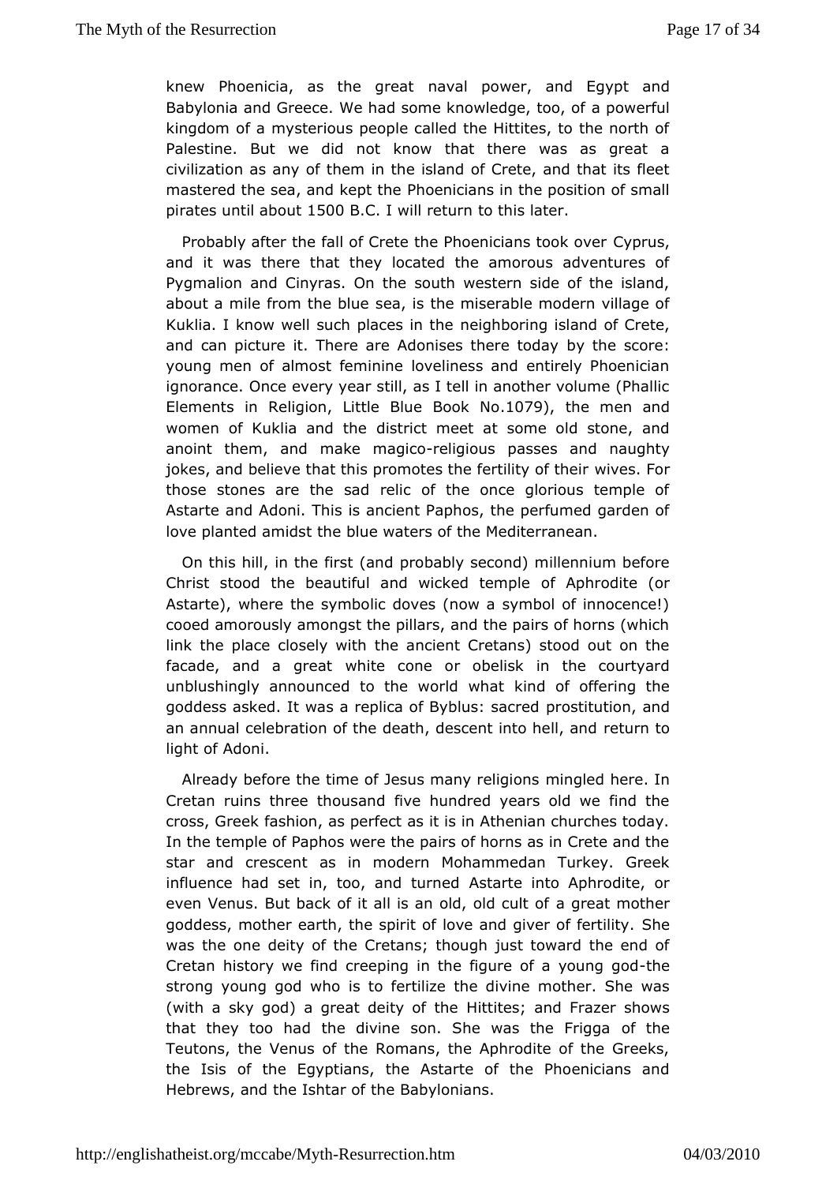knew Phoenicia, as the great naval power, and Egypt and Babylonia and Greece. We had some knowledge, too, of a powerful kingdom of a mysterious people called the Hittites, to the north of Palestine. But we did not know that there was as great a civilization as any of them in the island of Crete, and that its fleet mastered the sea, and kept the Phoenicians in the position of small pirates until about 1500 B.C. I will return to this later.

Probably after the fall of Crete the Phoenicians took over Cyprus, and it was there that they located the amorous adventures of Pygmalion and Cinyras. On the south western side of the island, about a mile from the blue sea, is the miserable modern village of Kuklia. I know well such places in the neighboring island of Crete, and can picture it. There are Adonises there today by the score: young men of almost feminine loveliness and entirely Phoenician ignorance. Once every year still, as I tell in another volume (Phallic Elements in Religion, Little Blue Book No.1079), the men and women of Kuklia and the district meet at some old stone, and anoint them, and make magico-religious passes and naughty jokes, and believe that this promotes the fertility of their wives. For those stones are the sad relic of the once glorious temple of Astarte and Adoni. This is ancient Paphos, the perfumed garden of love planted amidst the blue waters of the Mediterranean.

On this hill, in the first (and probably second) millennium before Christ stood the beautiful and wicked temple of Aphrodite (or Astarte), where the symbolic doves (now a symbol of innocence!) cooed amorously amongst the pillars, and the pairs of horns (which link the place closely with the ancient Cretans) stood out on the facade, and a great white cone or obelisk in the courtyard unblushingly announced to the world what kind of offering the goddess asked. It was a replica of Byblus: sacred prostitution, and an annual celebration of the death, descent into hell, and return to light of Adoni.

Already before the time of Jesus many religions mingled here. In Cretan ruins three thousand five hundred years old we find the cross, Greek fashion, as perfect as it is in Athenian churches today. In the temple of Paphos were the pairs of horns as in Crete and the star and crescent as in modern Mohammedan Turkey. Greek influence had set in, too, and turned Astarte into Aphrodite, or even Venus. But back of it all is an old, old cult of a great mother goddess, mother earth, the spirit of love and giver of fertility. She was the one deity of the Cretans; though just toward the end of Cretan history we find creeping in the figure of a young god-the strong young god who is to fertilize the divine mother. She was (with a sky god) a great deity of the Hittites; and Frazer shows that they too had the divine son. She was the Frigga of the Teutons, the Venus of the Romans, the Aphrodite of the Greeks, the Isis of the Egyptians, the Astarte of the Phoenicians and Hebrews, and the Ishtar of the Babylonians.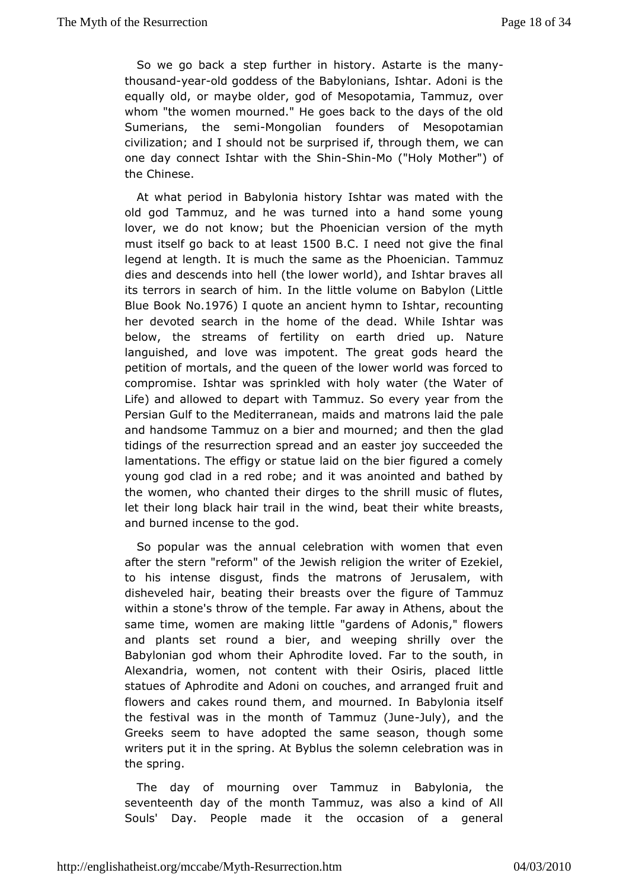So we go back a step further in history. Astarte is the many-thousand-year-old goddess of the Babylonians, Ishtar. Adoni is the equally old, or maybe older, god of Mesopotamia, Tammuz, over whom "the women mourned." He goes back to the days of the old Sumerians, the semi-Mongolian founders of Mesopotamian civilization; and I should not be surprised if, through them, we can one day connect Ishtar with the Shin-Shin-Mo ("Holy Mother") of the Chinese.

At what period in Babylonia history Ishtar was mated with the old god Tammuz, and he was turned into a hand some young lover, we do not know; but the Phoenician version of the myth must itself go back to at least 1500 B.C. I need not give the final legend at length. It is much the same as the Phoenician. Tammuz dies and descends into hell (the lower world), and Ishtar braves all its terrors in search of him. In the little volume on Babylon (Little Blue Book No.1976) I quote an ancient hymn to Ishtar, recounting her devoted search in the home of the dead. While Ishtar was below, the streams of fertility on earth dried up. Nature languished, and love was impotent. The great gods heard the petition of mortals, and the queen of the lower world was forced to compromise. Ishtar was sprinkled with holy water (the Water of Life) and allowed to depart with Tammuz. So every year from the Persian Gulf to the Mediterranean, maids and matrons laid the pale and handsome Tammuz on a bier and mourned; and then the glad tidings of the resurrection spread and an easter joy succeeded the lamentations. The effigy or statue laid on the bier figured a comely young god clad in a red robe; and it was anointed and bathed by the women, who chanted their dirges to the shrill music of flutes, let their long black hair trail in the wind, beat their white breasts, and burned incense to the god.

So popular was the annual celebration with women that even after the stern "reform" of the Jewish religion the writer of Ezekiel, to his intense disgust, finds the matrons of Jerusalem, with disheveled hair, beating their breasts over the figure of Tammuz within a stone's throw of the temple. Far away in Athens, about the same time, women are making little "gardens of Adonis," flowers and plants set round a bier, and weeping shrilly over the Babylonian god whom their Aphrodite loved. Far to the south, in Alexandria, women, not content with their Osiris, placed little statues of Aphrodite and Adoni on couches, and arranged fruit and flowers and cakes round them, and mourned. In Babylonia itself the festival was in the month of Tammuz (June-July), and the Greeks seem to have adopted the same season, though some writers put it in the spring. At Byblus the solemn celebration was in the spring.

The day of mourning over Tammuz in Babylonia, the seventeenth day of the month Tammuz, was also a kind of All Souls' Day. People made it the occasion of a general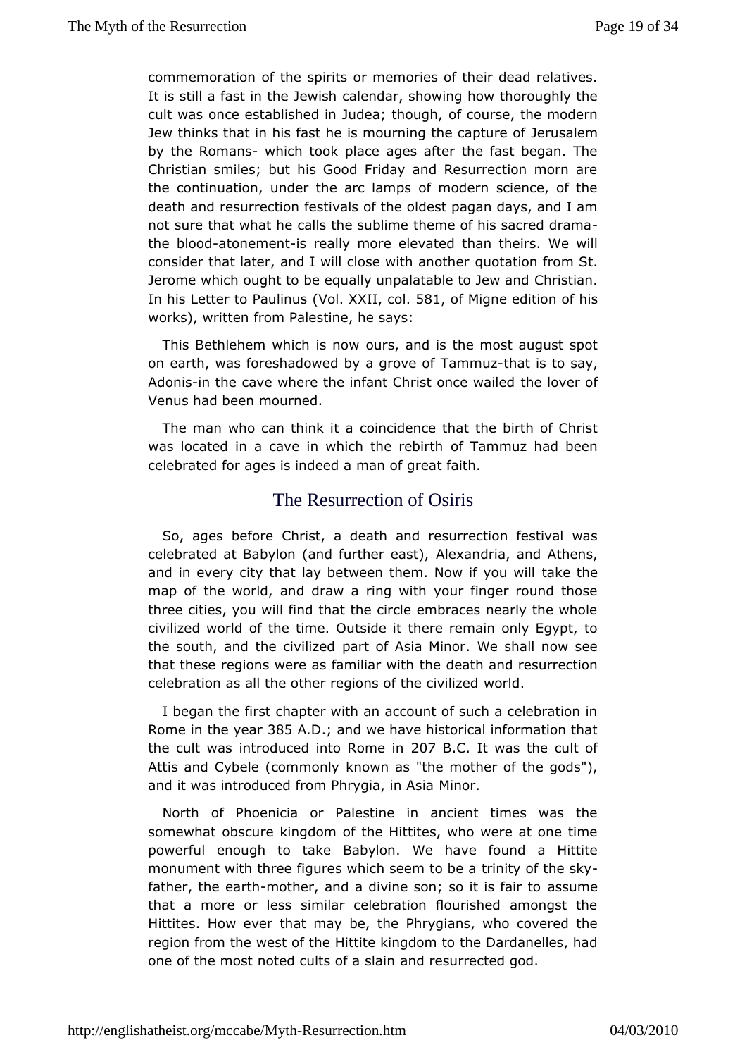commemoration of the spirits or memories of their dead relatives. It is still a fast in the Jewish calendar, showing how thoroughly the cult was once established in Judea; though, of course, the modern Jew thinks that in his fast he is mourning the capture of Jerusalem by the Romans- which took place ages after the fast began. The Christian smiles; but his Good Friday and Resurrection morn are the continuation, under the arc lamps of modern science, of the death and resurrection festivals of the oldest pagan days, and I am not sure that what he calls the sublime theme of his sacred drama- the blood-atonement-is really more elevated than theirs. We will consider that later, and I will close with another quotation from St. Jerome which ought to be equally unpalatable to Jew and Christian. In his Letter to Paulinus (Vol. XXII, col. 581, of Migne edition of his works), written from Palestine, he says:

This Bethlehem which is now ours, and is the most august spot on earth, was foreshadowed by a grove of Tammuz-that is to say, Adonis-in the cave where the infant Christ once wailed the lover of Venus had been mourned.

The man who can think it a coincidence that the birth of Christ was located in a cave in which the rebirth of Tammuz had been celebrated for ages is indeed a man of great faith.

## The Resurrection of Osiris

So, ages before Christ, a death and resurrection festival was celebrated at Babylon (and further east), Alexandria, and Athens, and in every city that lay between them. Now if you will take the map of the world, and draw a ring with your finger round those three cities, you will find that the circle embraces nearly the whole civilized world of the time. Outside it there remain only Egypt, to the south, and the civilized part of Asia Minor. We shall now see that these regions were as familiar with the death and resurrection celebration as all the other regions of the civilized world.

I began the first chapter with an account of such a celebration in Rome in the year 385 A.D.; and we have historical information that the cult was introduced into Rome in 207 B.C. It was the cult of Attis and Cybele (commonly known as "the mother of the gods"), and it was introduced from Phrygia, in Asia Minor.

North of Phoenicia or Palestine in ancient times was the somewhat obscure kingdom of the Hittites, who were at one time powerful enough to take Babylon. We have found a Hittite monument with three figures which seem to be a trinity of the sky-father, the earth-mother, and a divine son; so it is fair to assume that a more or less similar celebration flourished amongst the Hittites. How ever that may be, the Phrygians, who covered the region from the west of the Hittite kingdom to the Dardanelles, had one of the most noted cults of a slain and resurrected god.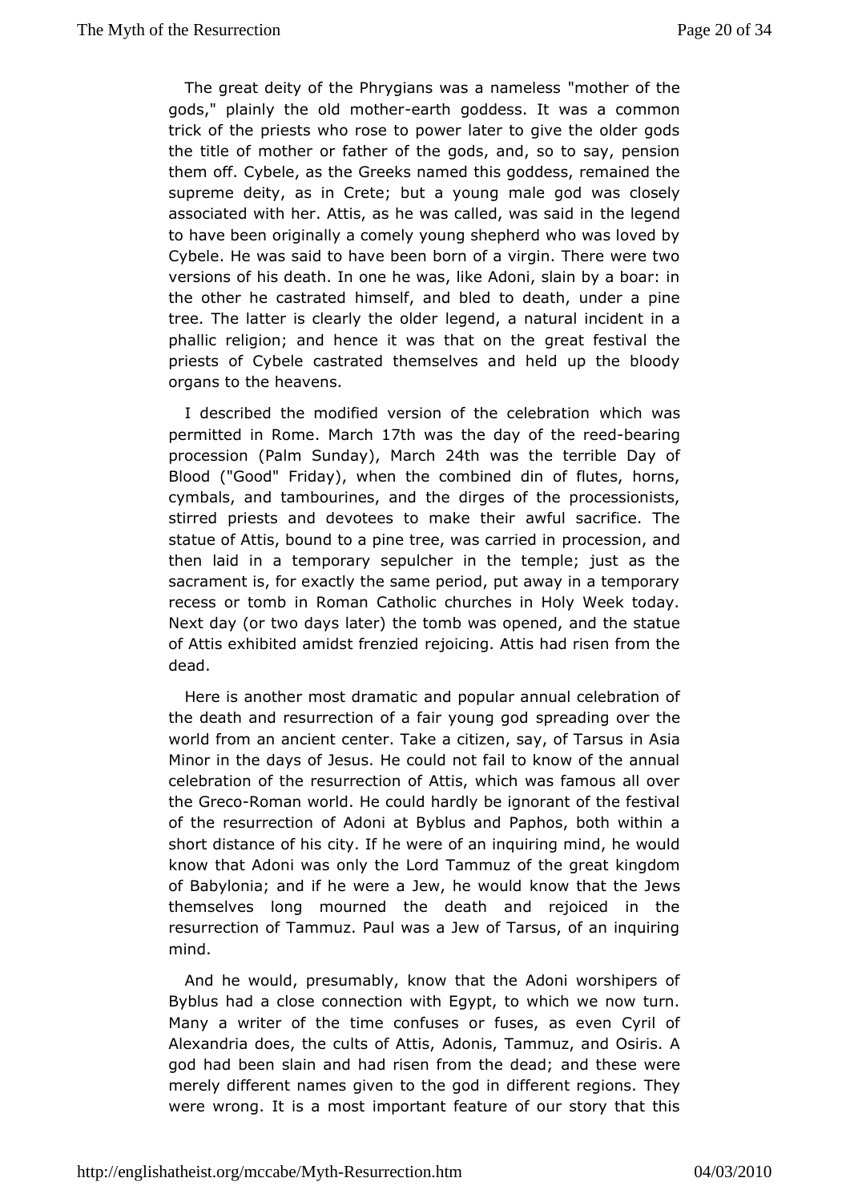The great deity of the Phrygians was a nameless "mother of the gods," plainly the old mother-earth goddess. It was a common trick of the priests who rose to power later to give the older gods the title of mother or father of the gods, and, so to say, pension them off. Cybele, as the Greeks named this goddess, remained the supreme deity, as in Crete; but a young male god was closely associated with her. Attis, as he was called, was said in the legend to have been originally a comely young shepherd who was loved by Cybele. He was said to have been born of a virgin. There were two versions of his death. In one he was, like Adoni, slain by a boar: in the other he castrated himself, and bled to death, under a pine tree. The latter is clearly the older legend, a natural incident in a phallic religion; and hence it was that on the great festival the priests of Cybele castrated themselves and held up the bloody organs to the heavens.

I described the modified version of the celebration which was permitted in Rome. March 17th was the day of the reed-bearing procession (Palm Sunday), March 24th was the terrible Day of Blood ("Good" Friday), when the combined din of flutes, horns, cymbals, and tambourines, and the dirges of the processionists, stirred priests and devotees to make their awful sacrifice. The statue of Attis, bound to a pine tree, was carried in procession, and then laid in a temporary sepulcher in the temple; just as the sacrament is, for exactly the same period, put away in a temporary recess or tomb in Roman Catholic churches in Holy Week today. Next day (or two days later) the tomb was opened, and the statue of Attis exhibited amidst frenzied rejoicing. Attis had risen from the dead.

Here is another most dramatic and popular annual celebration of the death and resurrection of a fair young god spreading over the world from an ancient center. Take a citizen, say, of Tarsus in Asia Minor in the days of Jesus. He could not fail to know of the annual celebration of the resurrection of Attis, which was famous all over the Greco-Roman world. He could hardly be ignorant of the festival of the resurrection of Adoni at Byblus and Paphos, both within a short distance of his city. If he were of an inquiring mind, he would know that Adoni was only the Lord Tammuz of the great kingdom of Babylonia; and if he were a Jew, he would know that the Jews themselves long mourned the death and rejoiced in the resurrection of Tammuz. Paul was a Jew of Tarsus, of an inquiring mind.

And he would, presumably, know that the Adoni worshipers of Byblus had a close connection with Egypt, to which we now turn. Many a writer of the time confuses or fuses, as even Cyril of Alexandria does, the cults of Attis, Adonis, Tammuz, and Osiris. A god had been slain and had risen from the dead; and these were merely different names given to the god in different regions. They were wrong. It is a most important feature of our story that this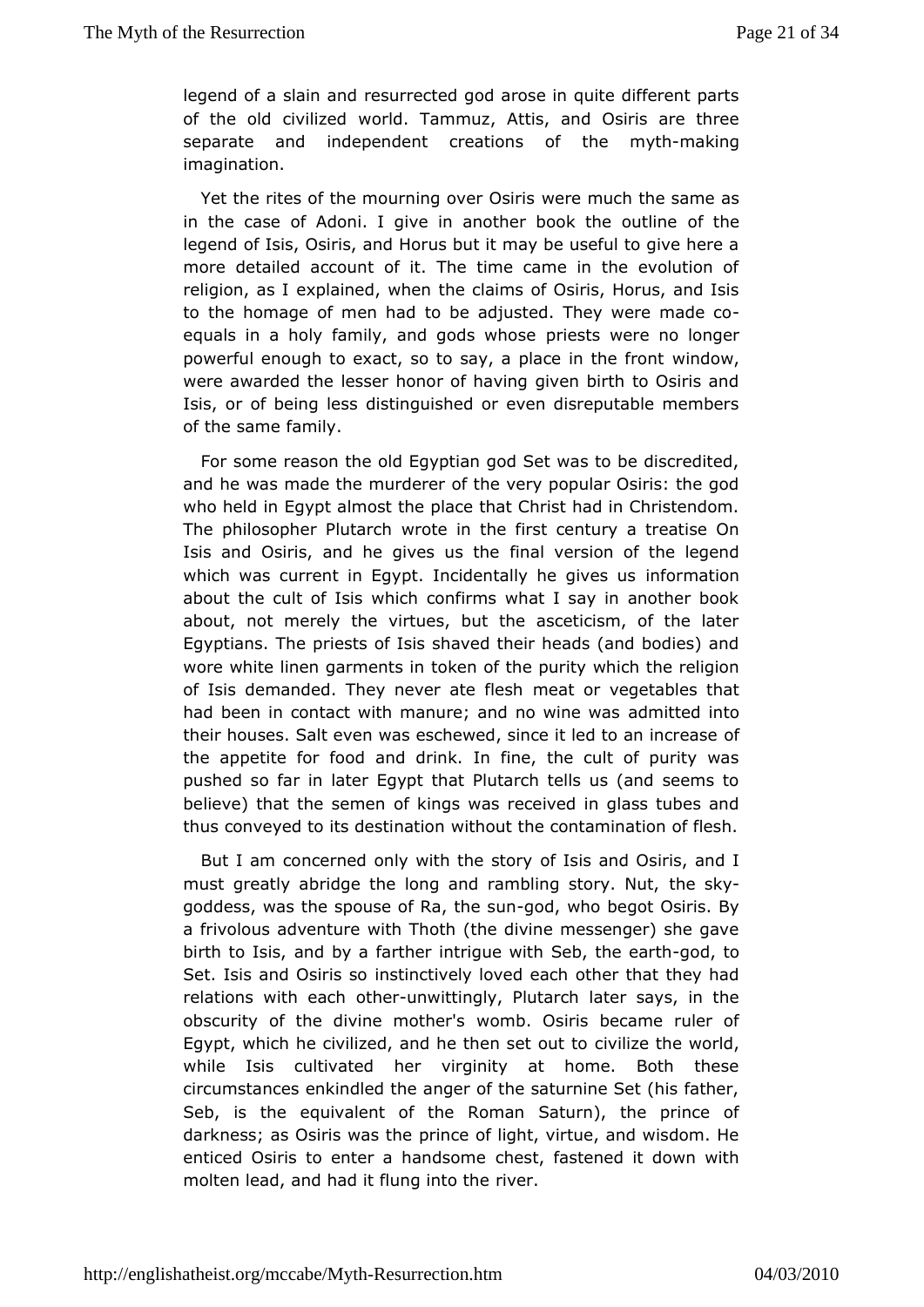legend of a slain and resurrected god arose in quite different parts of the old civilized world. Tammuz, Attis, and Osiris are three separate and independent creations of the myth-making imagination.

Yet the rites of the mourning over Osiris were much the same as in the case of Adoni. I give in another book the outline of the legend of Isis, Osiris, and Horus but it may be useful to give here a more detailed account of it. The time came in the evolution of religion, as I explained, when the claims of Osiris, Horus, and Isis to the homage of men had to be adjusted. They were made co-equals in a holy family, and gods whose priests were no longer powerful enough to exact, so to say, a place in the front window, were awarded the lesser honor of having given birth to Osiris and Isis, or of being less distinguished or even disreputable members of the same family.

For some reason the old Egyptian god Set was to be discredited, and he was made the murderer of the very popular Osiris: the god who held in Egypt almost the place that Christ had in Christendom. The philosopher Plutarch wrote in the first century a treatise On Isis and Osiris, and he gives us the final version of the legend which was current in Egypt. Incidentally he gives us information about the cult of Isis which confirms what I say in another book about, not merely the virtues, but the asceticism, of the later Egyptians. The priests of Isis shaved their heads (and bodies) and wore white linen garments in token of the purity which the religion of Isis demanded. They never ate flesh meat or vegetables that had been in contact with manure; and no wine was admitted into their houses. Salt even was eschewed, since it led to an increase of the appetite for food and drink. In fine, the cult of purity was pushed so far in later Egypt that Plutarch tells us (and seems to believe) that the semen of kings was received in glass tubes and thus conveyed to its destination without the contamination of flesh.

But I am concerned only with the story of Isis and Osiris, and I must greatly abridge the long and rambling story. Nut, the sky-goddess, was the spouse of Ra, the sun-god, who begot Osiris. By a frivolous adventure with Thoth (the divine messenger) she gave birth to Isis, and by a farther intrigue with Seb, the earth-god, to Set. Isis and Osiris so instinctively loved each other that they had relations with each other-unwittingly, Plutarch later says, in the obscurity of the divine mother's womb. Osiris became ruler of Egypt, which he civilized, and he then set out to civilize the world, while Isis cultivated her virginity at home. Both these circumstances enkindled the anger of the saturnine Set (his father, Seb, is the equivalent of the Roman Saturn), the prince of darkness; as Osiris was the prince of light, virtue, and wisdom. He enticed Osiris to enter a handsome chest, fastened it down with molten lead, and had it flung into the river.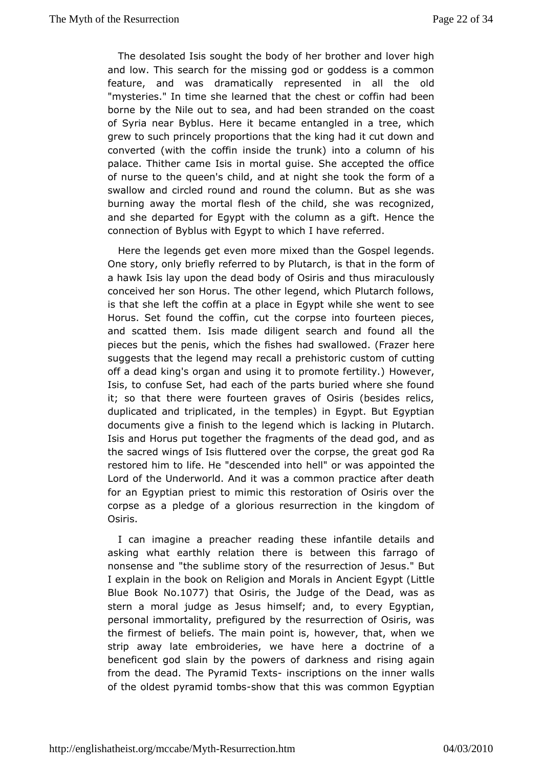The desolated Isis sought the body of her brother and lover high and low. This search for the missing god or goddess is a common feature, and was dramatically represented in all the old "mysteries." In time she learned that the chest or coffin had been borne by the Nile out to sea, and had been stranded on the coast of Syria near Byblus. Here it became entangled in a tree, which grew to such princely proportions that the king had it cut down and converted (with the coffin inside the trunk) into a column of his palace. Thither came Isis in mortal guise. She accepted the office of nurse to the queen's child, and at night she took the form of a swallow and circled round and round the column. But as she was burning away the mortal flesh of the child, she was recognized, and she departed for Egypt with the column as a gift. Hence the connection of Byblus with Egypt to which I have referred.

Here the legends get even more mixed than the Gospel legends. One story, only briefly referred to by Plutarch, is that in the form of a hawk Isis lay upon the dead body of Osiris and thus miraculously conceived her son Horus. The other legend, which Plutarch follows, is that she left the coffin at a place in Egypt while she went to see Horus. Set found the coffin, cut the corpse into fourteen pieces, and scatted them. Isis made diligent search and found all the pieces but the penis, which the fishes had swallowed. (Frazer here suggests that the legend may recall a prehistoric custom of cutting off a dead king's organ and using it to promote fertility.) However, Isis, to confuse Set, had each of the parts buried where she found it; so that there were fourteen graves of Osiris (besides relics, duplicated and triplicated, in the temples) in Egypt. But Egyptian documents give a finish to the legend which is lacking in Plutarch. Isis and Horus put together the fragments of the dead god, and as the sacred wings of Isis fluttered over the corpse, the great god Ra restored him to life. He "descended into hell" or was appointed the Lord of the Underworld. And it was a common practice after death for an Egyptian priest to mimic this restoration of Osiris over the corpse as a pledge of a glorious resurrection in the kingdom of Osiris.

I can imagine a preacher reading these infantile details and asking what earthly relation there is between this farrago of nonsense and "the sublime story of the resurrection of Jesus." But I explain in the book on Religion and Morals in Ancient Egypt (Little Blue Book No.1077) that Osiris, the Judge of the Dead, was as stern a moral judge as Jesus himself; and, to every Egyptian, personal immortality, prefigured by the resurrection of Osiris, was the firmest of beliefs. The main point is, however, that, when we strip away late embroideries, we have here a doctrine of a beneficent god slain by the powers of darkness and rising again from the dead. The Pyramid Texts- inscriptions on the inner walls of the oldest pyramid tombs-show that this was common Egyptian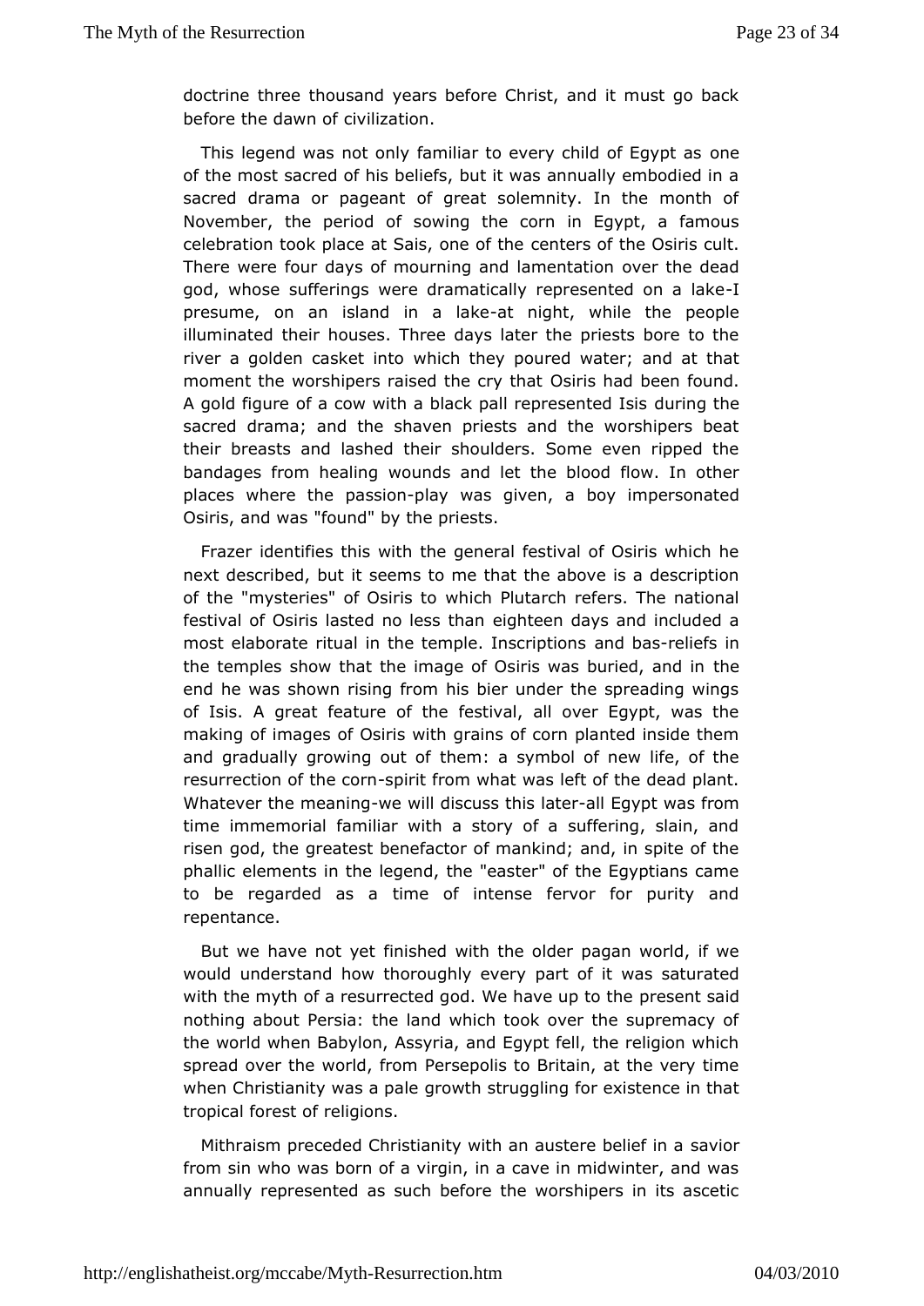doctrine three thousand years before Christ, and it must go back before the dawn of civilization.

This legend was not only familiar to every child of Egypt as one of the most sacred of his beliefs, but it was annually embodied in a sacred drama or pageant of great solemnity. In the month of November, the period of sowing the corn in Egypt, a famous celebration took place at Sais, one of the centers of the Osiris cult. There were four days of mourning and lamentation over the dead god, whose sufferings were dramatically represented on a lake-I presume, on an island in a lake-at night, while the people illuminated their houses. Three days later the priests bore to the river a golden casket into which they poured water; and at that moment the worshipers raised the cry that Osiris had been found. A gold figure of a cow with a black pall represented Isis during the sacred drama; and the shaven priests and the worshipers beat their breasts and lashed their shoulders. Some even ripped the bandages from healing wounds and let the blood flow. In other places where the passion-play was given, a boy impersonated Osiris, and was "found" by the priests.

Frazer identifies this with the general festival of Osiris which he next described, but it seems to me that the above is a description of the "mysteries" of Osiris to which Plutarch refers. The national festival of Osiris lasted no less than eighteen days and included a most elaborate ritual in the temple. Inscriptions and bas-reliefs in the temples show that the image of Osiris was buried, and in the end he was shown rising from his bier under the spreading wings of Isis. A great feature of the festival, all over Egypt, was the making of images of Osiris with grains of corn planted inside them and gradually growing out of them: a symbol of new life, of the resurrection of the corn-spirit from what was left of the dead plant. Whatever the meaning-we will discuss this later-all Egypt was from time immemorial familiar with a story of a suffering, slain, and risen god, the greatest benefactor of mankind; and, in spite of the phallic elements in the legend, the "easter" of the Egyptians came to be regarded as a time of intense fervor for purity and repentance.

But we have not yet finished with the older pagan world, if we would understand how thoroughly every part of it was saturated with the myth of a resurrected god. We have up to the present said nothing about Persia: the land which took over the supremacy of the world when Babylon, Assyria, and Egypt fell, the religion which spread over the world, from Persepolis to Britain, at the very time when Christianity was a pale growth struggling for existence in that tropical forest of religions.

Mithraism preceded Christianity with an austere belief in a savior from sin who was born of a virgin, in a cave in midwinter, and was annually represented as such before the worshipers in its ascetic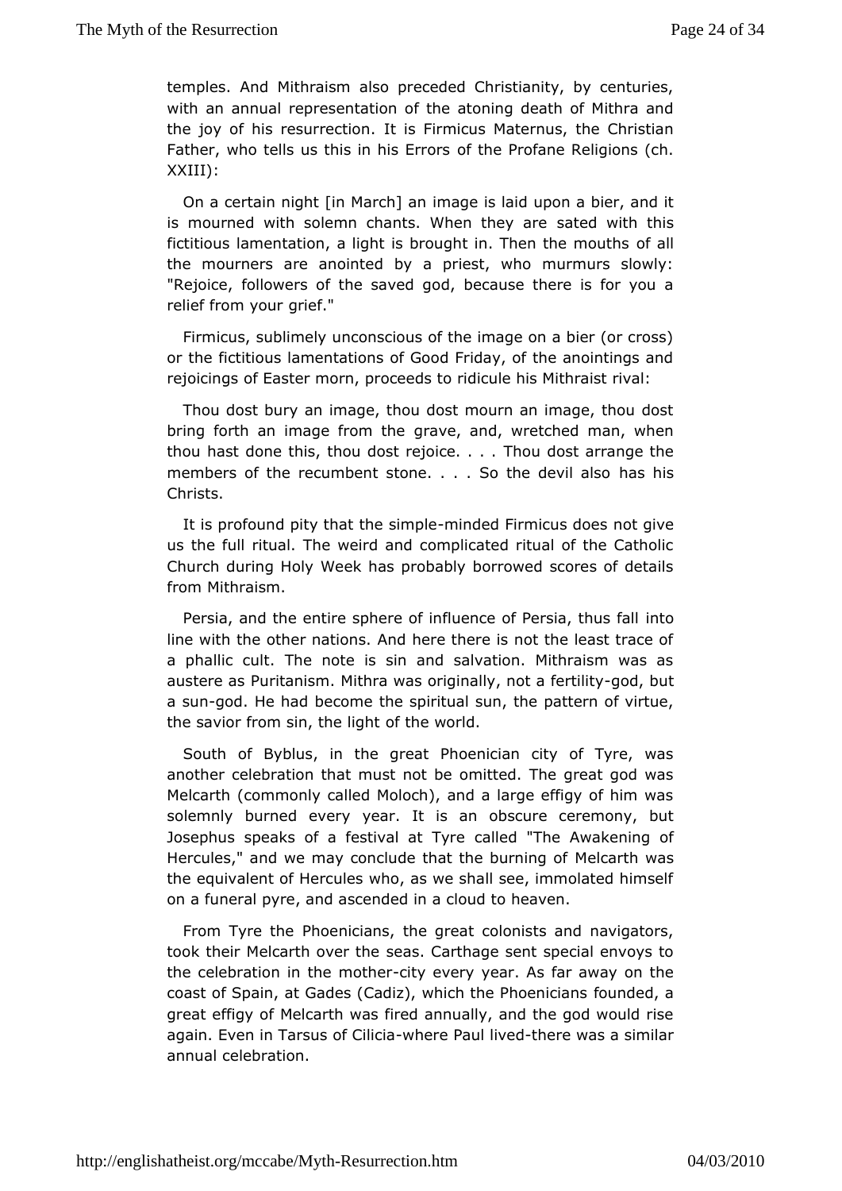temples. And Mithraism also preceded Christianity, by centuries, with an annual representation of the atoning death of Mithra and the joy of his resurrection. It is Firmicus Maternus, the Christian Father, who tells us this in his Errors of the Profane Religions (ch. XXIII):

> On a certain night [in March] an image is laid upon a bier, and it is mourned with solemn chants. When they are sated with this fictitious lamentation, a light is brought in. Then the mouths of all the mourners are anointed by a priest, who murmurs slowly: "Rejoice, followers of the saved god, because there is for you a relief from your grief."

Firmicus, sublimely unconscious of the image on a bier (or cross) or the fictitious lamentations of Good Friday, of the anointings and rejoicings of Easter morn, proceeds to ridicule his Mithraist rival:

> Thou dost bury an image, thou dost mourn an image, thou dost bring forth an image from the grave, and, wretched man, when thou hast done this, thou dost rejoice. . . . Thou dost arrange the members of the recumbent stone. . . . So the devil also has his Christs.

It is profound pity that the simple-minded Firmicus does not give us the full ritual. The weird and complicated ritual of the Catholic Church during Holy Week has probably borrowed scores of details from Mithraism.

Persia, and the entire sphere of influence of Persia, thus fall into line with the other nations. And here there is not the least trace of a phallic cult. The note is sin and salvation. Mithraism was as austere as Puritanism. Mithra was originally, not a fertility-god, but a sun-god. He had become the spiritual sun, the pattern of virtue, the savior from sin, the light of the world.

South of Byblus, in the great Phoenician city of Tyre, was another celebration that must not be omitted. The great god was Melcarth (commonly called Moloch), and a large effigy of him was solemnly burned every year. It is an obscure ceremony, but Josephus speaks of a festival at Tyre called "The Awakening of Hercules," and we may conclude that the burning of Melcarth was the equivalent of Hercules who, as we shall see, immolated himself on a funeral pyre, and ascended in a cloud to heaven.

From Tyre the Phoenicians, the great colonists and navigators, took their Melcarth over the seas. Carthage sent special envoys to the celebration in the mother-city every year. As far away on the coast of Spain, at Gades (Cadiz), which the Phoenicians founded, a great effigy of Melcarth was fired annually, and the god would rise again. Even in Tarsus of Cilicia-where Paul lived-there was a similar annual celebration.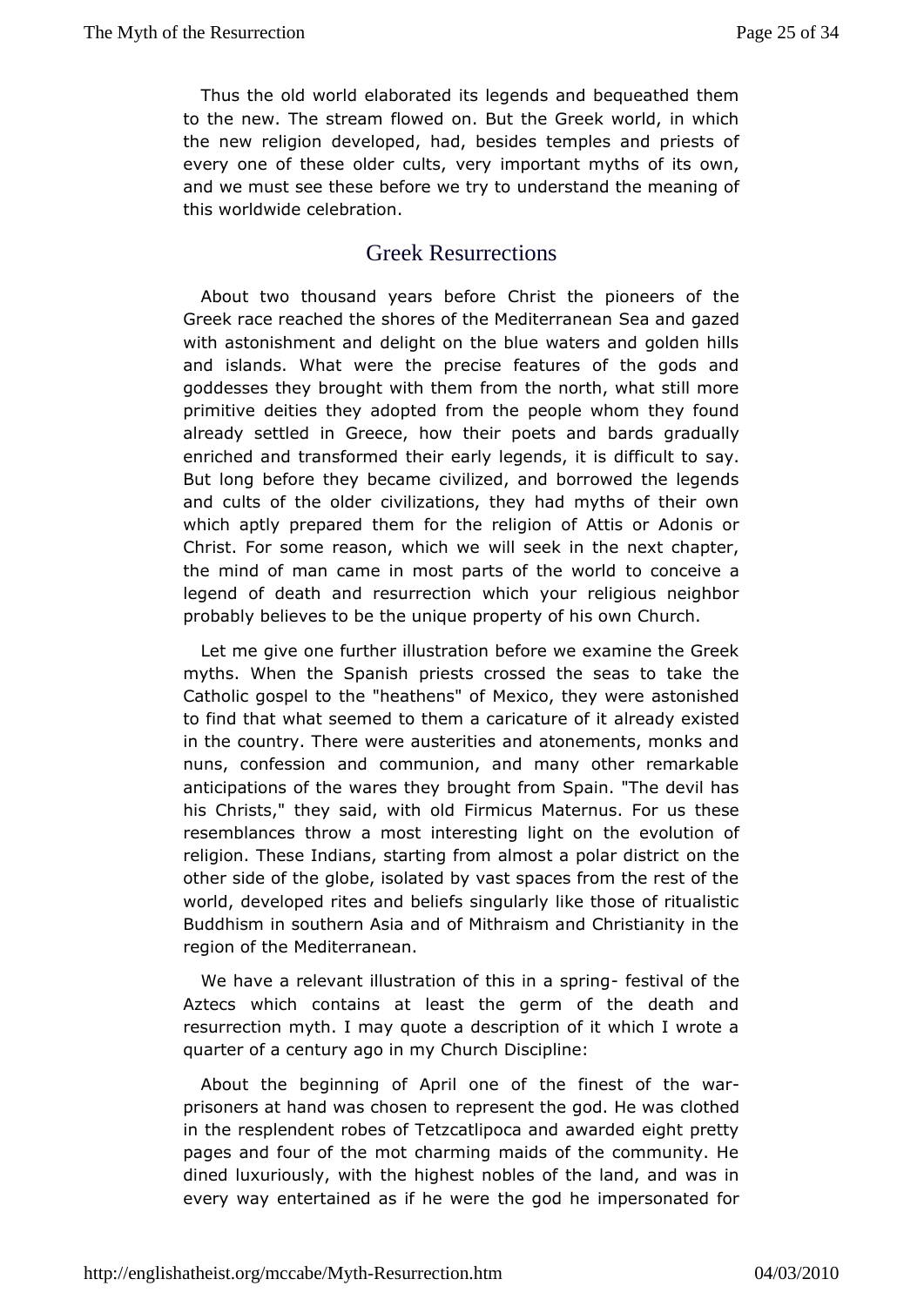Thus the old world elaborated its legends and bequeathed them to the new. The stream flowed on. But the Greek world, in which the new religion developed, had, besides temples and priests of every one of these older cults, very important myths of its own, and we must see these before we try to understand the meaning of this worldwide celebration.

## Greek Resurrections

About two thousand years before Christ the pioneers of the Greek race reached the shores of the Mediterranean Sea and gazed with astonishment and delight on the blue waters and golden hills and islands. What were the precise features of the gods and goddesses they brought with them from the north, what still more primitive deities they adopted from the people whom they found already settled in Greece, how their poets and bards gradually enriched and transformed their early legends, it is difficult to say. But long before they became civilized, and borrowed the legends and cults of the older civilizations, they had myths of their own which aptly prepared them for the religion of Attis or Adonis or Christ. For some reason, which we will seek in the next chapter, the mind of man came in most parts of the world to conceive a legend of death and resurrection which your religious neighbor probably believes to be the unique property of his own Church.

Let me give one further illustration before we examine the Greek myths. When the Spanish priests crossed the seas to take the Catholic gospel to the "heathens" of Mexico, they were astonished to find that what seemed to them a caricature of it already existed in the country. There were austerities and atonements, monks and nuns, confession and communion, and many other remarkable anticipations of the wares they brought from Spain. "The devil has his Christs," they said, with old Firmicus Maternus. For us these resemblances throw a most interesting light on the evolution of religion. These Indians, starting from almost a polar district on the other side of the globe, isolated by vast spaces from the rest of the world, developed rites and beliefs singularly like those of ritualistic Buddhism in southern Asia and of Mithraism and Christianity in the region of the Mediterranean.

We have a relevant illustration of this in a spring-festival of the Aztecs which contains at least the germ of the death and resurrection myth. I may quote a description of it which I wrote a quarter of a century ago in my Church Discipline:

About the beginning of April one of the finest of the war-prisoners at hand was chosen to represent the god. He was clothed in the resplendent robes of Tetzcatlipoca and awarded eight pretty pages and four of the mot charming maids of the community. He dined luxuriously, with the highest nobles of the land, and was in every way entertained as if he were the god he impersonated for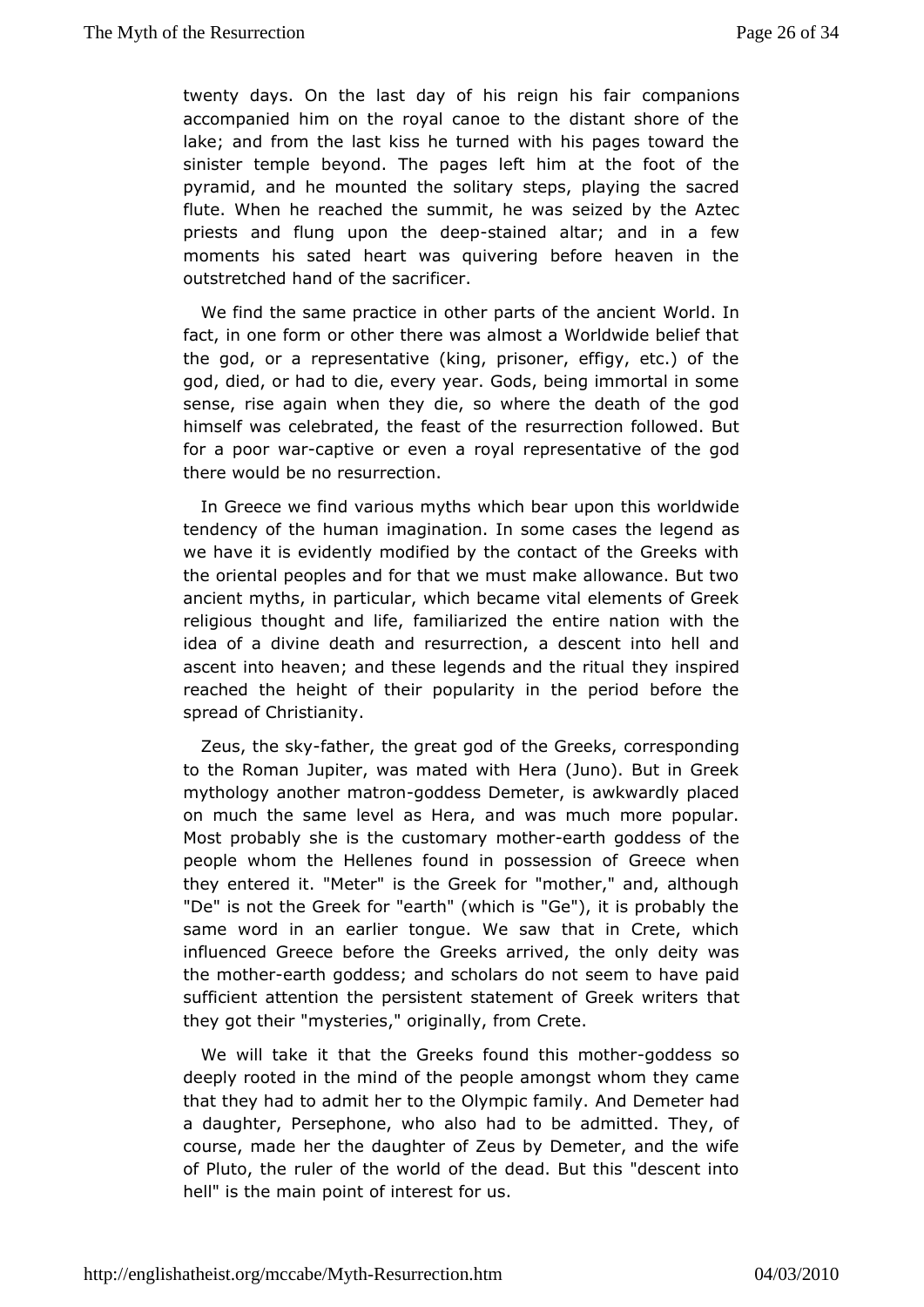twenty days. On the last day of his reign his fair companions accompanied him on the royal canoe to the distant shore of the lake; and from the last kiss he turned with his pages toward the sinister temple beyond. The pages left him at the foot of the pyramid, and he mounted the solitary steps, playing the sacred flute. When he reached the summit, he was seized by the Aztec priests and flung upon the deep-stained altar; and in a few moments his sated heart was quivering before heaven in the outstretched hand of the sacrificer.

We find the same practice in other parts of the ancient World. In fact, in one form or other there was almost a Worldwide belief that the god, or a representative (king, prisoner, effigy, etc.) of the god, died, or had to die, every year. Gods, being immortal in some sense, rise again when they die, so where the death of the god himself was celebrated, the feast of the resurrection followed. But for a poor war-captive or even a royal representative of the god there would be no resurrection.

In Greece we find various myths which bear upon this worldwide tendency of the human imagination. In some cases the legend as we have it is evidently modified by the contact of the Greeks with the oriental peoples and for that we must make allowance. But two ancient myths, in particular, which became vital elements of Greek religious thought and life, familiarized the entire nation with the idea of a divine death and resurrection, a descent into hell and ascent into heaven; and these legends and the ritual they inspired reached the height of their popularity in the period before the spread of Christianity.

Zeus, the sky-father, the great god of the Greeks, corresponding to the Roman Jupiter, was mated with Hera (Juno). But in Greek mythology another matron-goddess Demeter, is awkwardly placed on much the same level as Hera, and was much more popular. Most probably she is the customary mother-earth goddess of the people whom the Hellenes found in possession of Greece when they entered it. "Meter" is the Greek for "mother," and, although "De" is not the Greek for "earth" (which is "Ge"), it is probably the same word in an earlier tongue. We saw that in Crete, which influenced Greece before the Greeks arrived, the only deity was the mother-earth goddess; and scholars do not seem to have paid sufficient attention the persistent statement of Greek writers that they got their "mysteries," originally, from Crete.

We will take it that the Greeks found this mother-goddess so deeply rooted in the mind of the people amongst whom they came that they had to admit her to the Olympic family. And Demeter had a daughter, Persephone, who also had to be admitted. They, of course, made her the daughter of Zeus by Demeter, and the wife of Pluto, the ruler of the world of the dead. But this "descent into hell" is the main point of interest for us.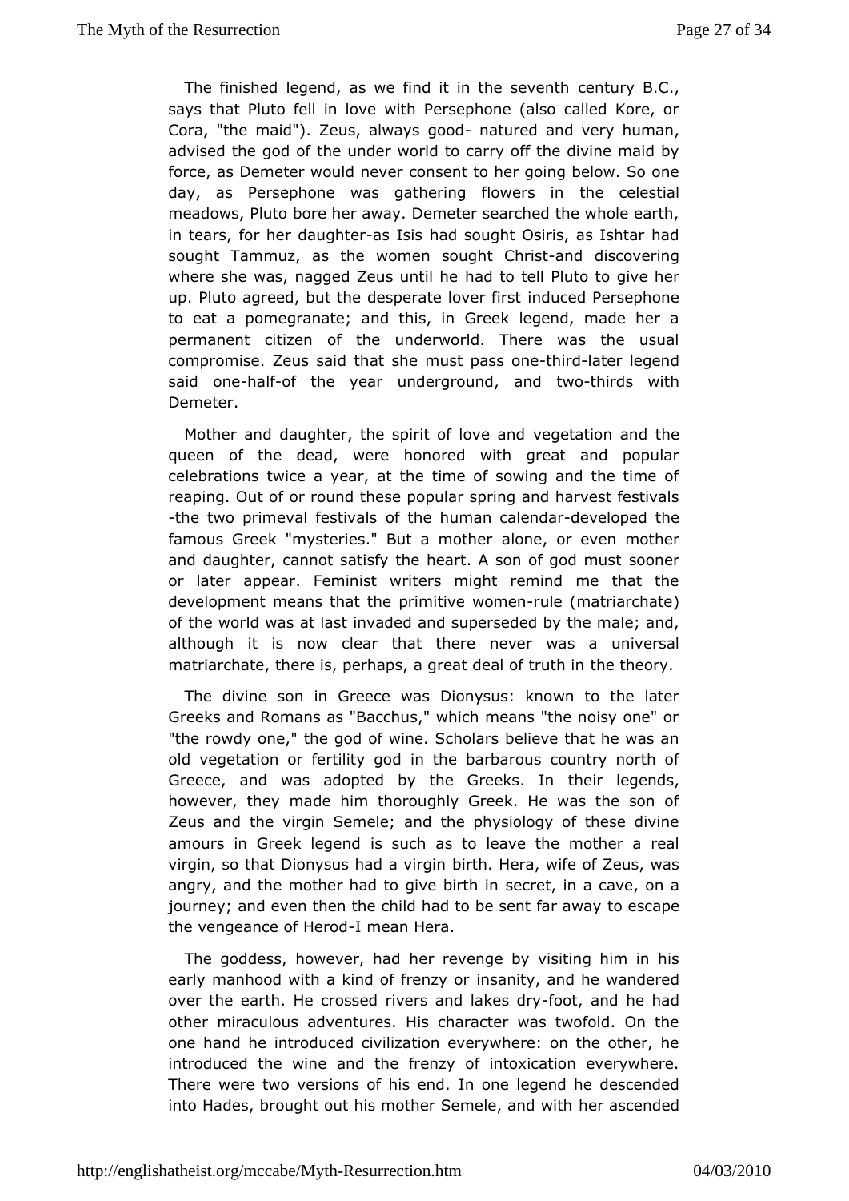The finished legend, as we find it in the seventh century B.C., says that Pluto fell in love with Persephone (also called Kore, or Cora, "the maid"). Zeus, always good- natured and very human, advised the god of the under world to carry off the divine maid by force, as Demeter would never consent to her going below. So one day, as Persephone was gathering flowers in the celestial meadows, Pluto bore her away. Demeter searched the whole earth, in tears, for her daughter-as Isis had sought Osiris, as Ishtar had sought Tammuz, as the women sought Christ-and discovering where she was, nagged Zeus until he had to tell Pluto to give her up. Pluto agreed, but the desperate lover first induced Persephone to eat a pomegranate; and this, in Greek legend, made her a permanent citizen of the underworld. There was the usual compromise. Zeus said that she must pass one-third-later legend said one-half-of the year underground, and two-thirds with Demeter.

Mother and daughter, the spirit of love and vegetation and the queen of the dead, were honored with great and popular celebrations twice a year, at the time of sowing and the time of reaping. Out of or round these popular spring and harvest festivals -the two primeval festivals of the human calendar-developed the famous Greek "mysteries." But a mother alone, or even mother and daughter, cannot satisfy the heart. A son of god must sooner or later appear. Feminist writers might remind me that the development means that the primitive women-rule (matriarchate) of the world was at last invaded and superseded by the male; and, although it is now clear that there never was a universal matriarchate, there is, perhaps, a great deal of truth in the theory.

The divine son in Greece was Dionysus: known to the later Greeks and Romans as "Bacchus," which means "the noisy one" or "the rowdy one," the god of wine. Scholars believe that he was an old vegetation or fertility god in the barbarous country north of Greece, and was adopted by the Greeks. In their legends, however, they made him thoroughly Greek. He was the son of Zeus and the virgin Semele; and the physiology of these divine amours in Greek legend is such as to leave the mother a real virgin, so that Dionysus had a virgin birth. Hera, wife of Zeus, was angry, and the mother had to give birth in secret, in a cave, on a journey; and even then the child had to be sent far away to escape the vengeance of Herod-I mean Hera.

The goddess, however, had her revenge by visiting him in his early manhood with a kind of frenzy or insanity, and he wandered over the earth. He crossed rivers and lakes dry-foot, and he had other miraculous adventures. His character was twofold. On the one hand he introduced civilization everywhere: on the other, he introduced the wine and the frenzy of intoxication everywhere. There were two versions of his end. In one legend he descended into Hades, brought out his mother Semele, and with her ascended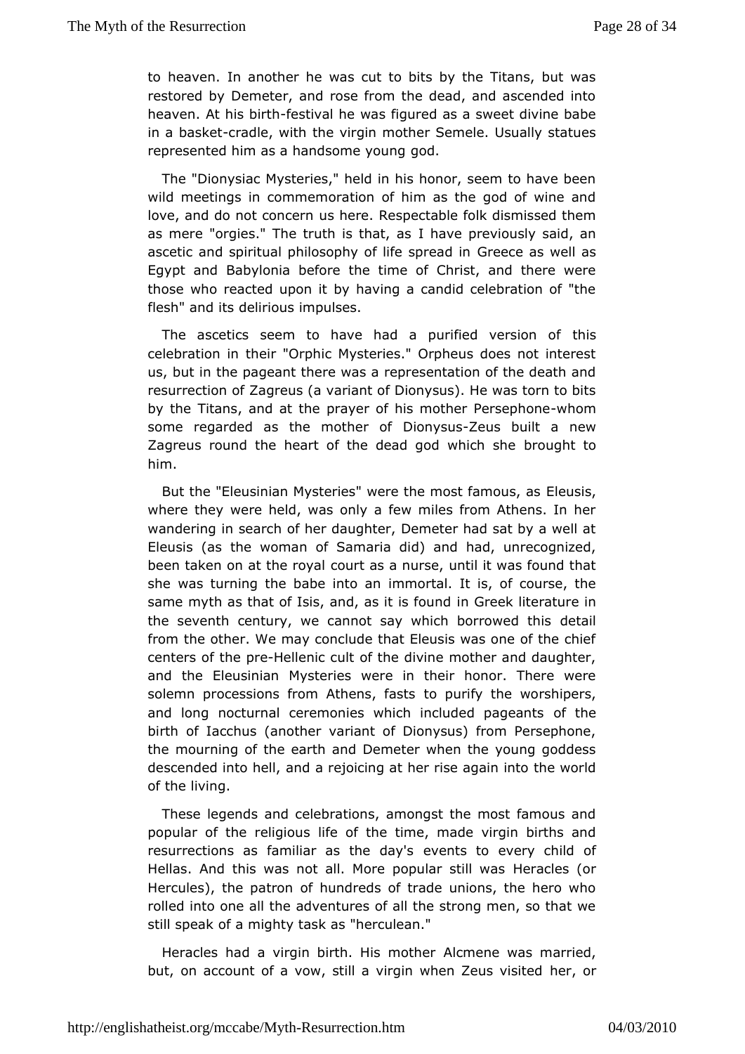to heaven. In another he was cut to bits by the Titans, but was restored by Demeter, and rose from the dead, and ascended into heaven. At his birth-festival he was figured as a sweet divine babe in a basket-cradle, with the virgin mother Semele. Usually statues represented him as a handsome young god.

The "Dionysiac Mysteries," held in his honor, seem to have been wild meetings in commemoration of him as the god of wine and love, and do not concern us here. Respectable folk dismissed them as mere "orgies." The truth is that, as I have previously said, an ascetic and spiritual philosophy of life spread in Greece as well as Egypt and Babylonia before the time of Christ, and there were those who reacted upon it by having a candid celebration of "the flesh" and its delirious impulses.

The ascetics seem to have had a purified version of this celebration in their "Orphic Mysteries." Orpheus does not interest us, but in the pageant there was a representation of the death and resurrection of Zagreus (a variant of Dionysus). He was torn to bits by the Titans, and at the prayer of his mother Persephone-whom some regarded as the mother of Dionysus-Zeus built a new Zagreus round the heart of the dead god which she brought to him.

But the "Eleusinian Mysteries" were the most famous, as Eleusis, where they were held, was only a few miles from Athens. In her wandering in search of her daughter, Demeter had sat by a well at Eleusis (as the woman of Samaria did) and had, unrecognized, been taken on at the royal court as a nurse, until it was found that she was turning the babe into an immortal. It is, of course, the same myth as that of Isis, and, as it is found in Greek literature in the seventh century, we cannot say which borrowed this detail from the other. We may conclude that Eleusis was one of the chief centers of the pre-Hellenic cult of the divine mother and daughter, and the Eleusinian Mysteries were in their honor. There were solemn processions from Athens, fasts to purify the worshipers, and long nocturnal ceremonies which included pageants of the birth of Iacchus (another variant of Dionysus) from Persephone, the mourning of the earth and Demeter when the young goddess descended into hell, and a rejoicing at her rise again into the world of the living.

These legends and celebrations, amongst the most famous and popular of the religious life of the time, made virgin births and resurrections as familiar as the day's events to every child of Hellas. And this was not all. More popular still was Heracles (or Hercules), the patron of hundreds of trade unions, the hero who rolled into one all the adventures of all the strong men, so that we still speak of a mighty task as "herculean."

Heracles had a virgin birth. His mother Alcmene was married, but, on account of a vow, still a virgin when Zeus visited her, or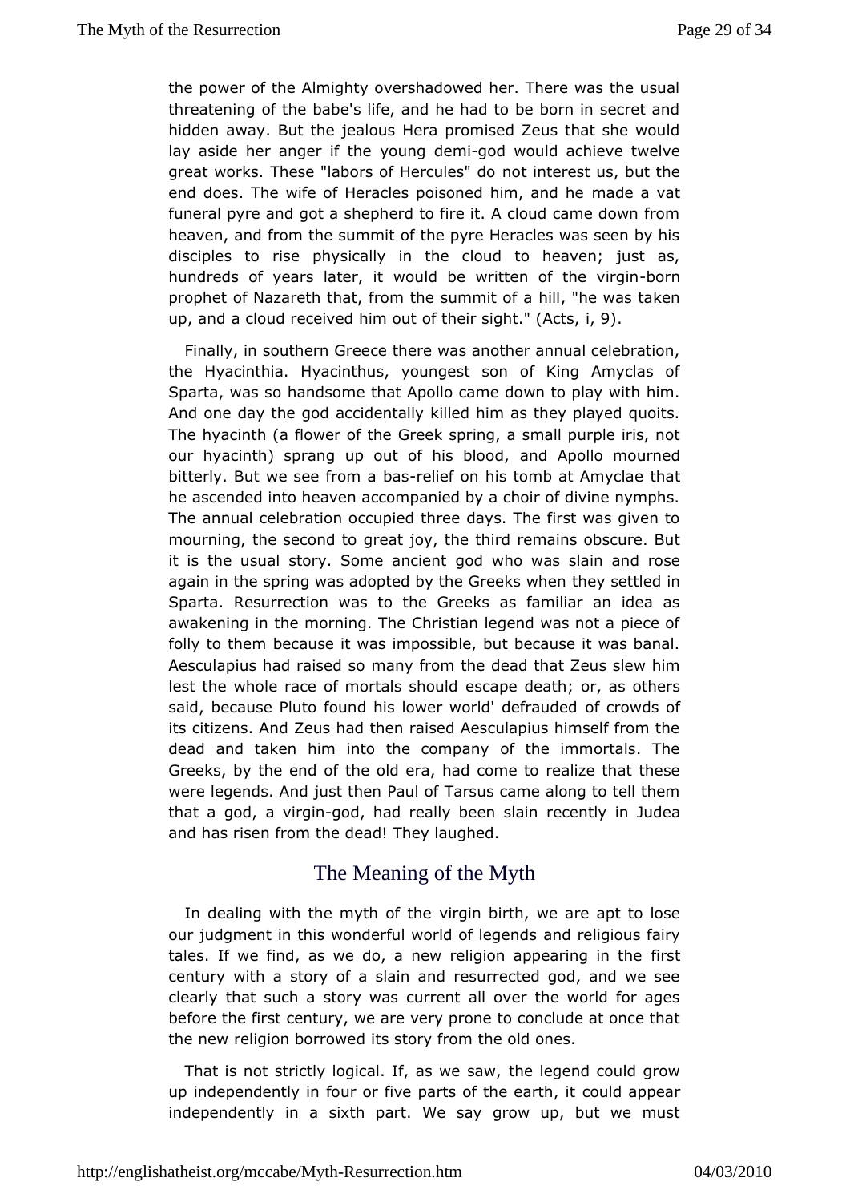the power of the Almighty overshadowed her. There was the usual threatening of the babe's life, and he had to be born in secret and hidden away. But the jealous Hera promised Zeus that she would lay aside her anger if the young demi-god would achieve twelve great works. These "labors of Hercules" do not interest us, but the end does. The wife of Heracles poisoned him, and he made a vat funeral pyre and got a shepherd to fire it. A cloud came down from heaven, and from the summit of the pyre Heracles was seen by his disciples to rise physically in the cloud to heaven; just as, hundreds of years later, it would be written of the virgin-born prophet of Nazareth that, from the summit of a hill, "he was taken up, and a cloud received him out of their sight." (Acts, i, 9).

Finally, in southern Greece there was another annual celebration, the Hyacinthia. Hyacinthus, youngest son of King Amyclas of Sparta, was so handsome that Apollo came down to play with him. And one day the god accidentally killed him as they played quoits. The hyacinth (a flower of the Greek spring, a small purple iris, not our hyacinth) sprang up out of his blood, and Apollo mourned bitterly. But we see from a bas-relief on his tomb at Amyclae that he ascended into heaven accompanied by a choir of divine nymphs. The annual celebration occupied three days. The first was given to mourning, the second to great joy, the third remains obscure. But it is the usual story. Some ancient god who was slain and rose again in the spring was adopted by the Greeks when they settled in Sparta. Resurrection was to the Greeks as familiar an idea as awakening in the morning. The Christian legend was not a piece of folly to them because it was impossible, but because it was banal. Aesculapius had raised so many from the dead that Zeus slew him lest the whole race of mortals should escape death; or, as others said, because Pluto found his lower world' defrauded of crowds of its citizens. And Zeus had then raised Aesculapius himself from the dead and taken him into the company of the immortals. The Greeks, by the end of the old era, had come to realize that these were legends. And just then Paul of Tarsus came along to tell them that a god, a virgin-god, had really been slain recently in Judea and has risen from the dead! They laughed.

## The Meaning of the Myth

In dealing with the myth of the virgin birth, we are apt to lose our judgment in this wonderful world of legends and religious fairy tales. If we find, as we do, a new religion appearing in the first century with a story of a slain and resurrected god, and we see clearly that such a story was current all over the world for ages before the first century, we are very prone to conclude at once that the new religion borrowed its story from the old ones.

That is not strictly logical. If, as we saw, the legend could grow up independently in four or five parts of the earth, it could appear independently in a sixth part. We say grow up, but we must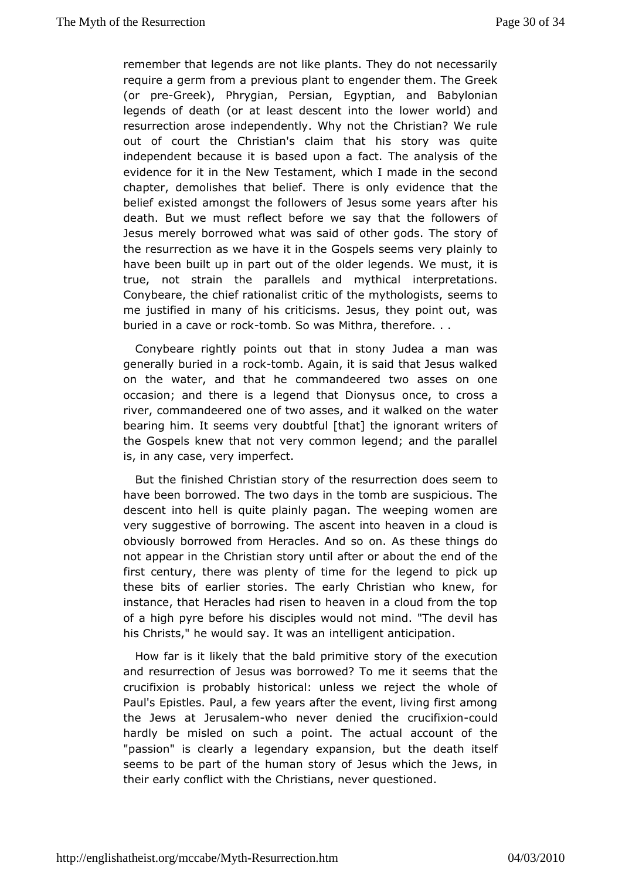remember that legends are not like plants. They do not necessarily require a germ from a previous plant to engender them. The Greek (or pre-Greek), Phrygian, Persian, Egyptian, and Babylonian legends of death (or at least descent into the lower world) and resurrection arose independently. Why not the Christian? We rule out of court the Christian's claim that his story was quite independent because it is based upon a fact. The analysis of the evidence for it in the New Testament, which I made in the second chapter, demolishes that belief. There is only evidence that the belief existed amongst the followers of Jesus some years after his death. But we must reflect before we say that the followers of Jesus merely borrowed what was said of other gods. The story of the resurrection as we have it in the Gospels seems very plainly to have been built up in part out of the older legends. We must, it is true, not strain the parallels and mythical interpretations. Conybeare, the chief rationalist critic of the mythologists, seems to me justified in many of his criticisms. Jesus, they point out, was buried in a cave or rock-tomb. So was Mithra, therefore. . .

Conybeare rightly points out that in stony Judea a man was generally buried in a rock-tomb. Again, it is said that Jesus walked on the water, and that he commandeered two asses on one occasion; and there is a legend that Dionysus once, to cross a river, commandeered one of two asses, and it walked on the water bearing him. It seems very doubtful [that] the ignorant writers of the Gospels knew that not very common legend; and the parallel is, in any case, very imperfect.

But the finished Christian story of the resurrection does seem to have been borrowed. The two days in the tomb are suspicious. The descent into hell is quite plainly pagan. The weeping women are very suggestive of borrowing. The ascent into heaven in a cloud is obviously borrowed from Heracles. And so on. As these things do not appear in the Christian story until after or about the end of the first century, there was plenty of time for the legend to pick up these bits of earlier stories. The early Christian who knew, for instance, that Heracles had risen to heaven in a cloud from the top of a high pyre before his disciples would not mind. "The devil has his Christs," he would say. It was an intelligent anticipation.

How far is it likely that the bald primitive story of the execution and resurrection of Jesus was borrowed? To me it seems that the crucifixion is probably historical: unless we reject the whole of Paul's Epistles. Paul, a few years after the event, living first among the Jews at Jerusalem-who never denied the crucifixion-could hardly be misled on such a point. The actual account of the "passion" is clearly a legendary expansion, but the death itself seems to be part of the human story of Jesus which the Jews, in their early conflict with the Christians, never questioned.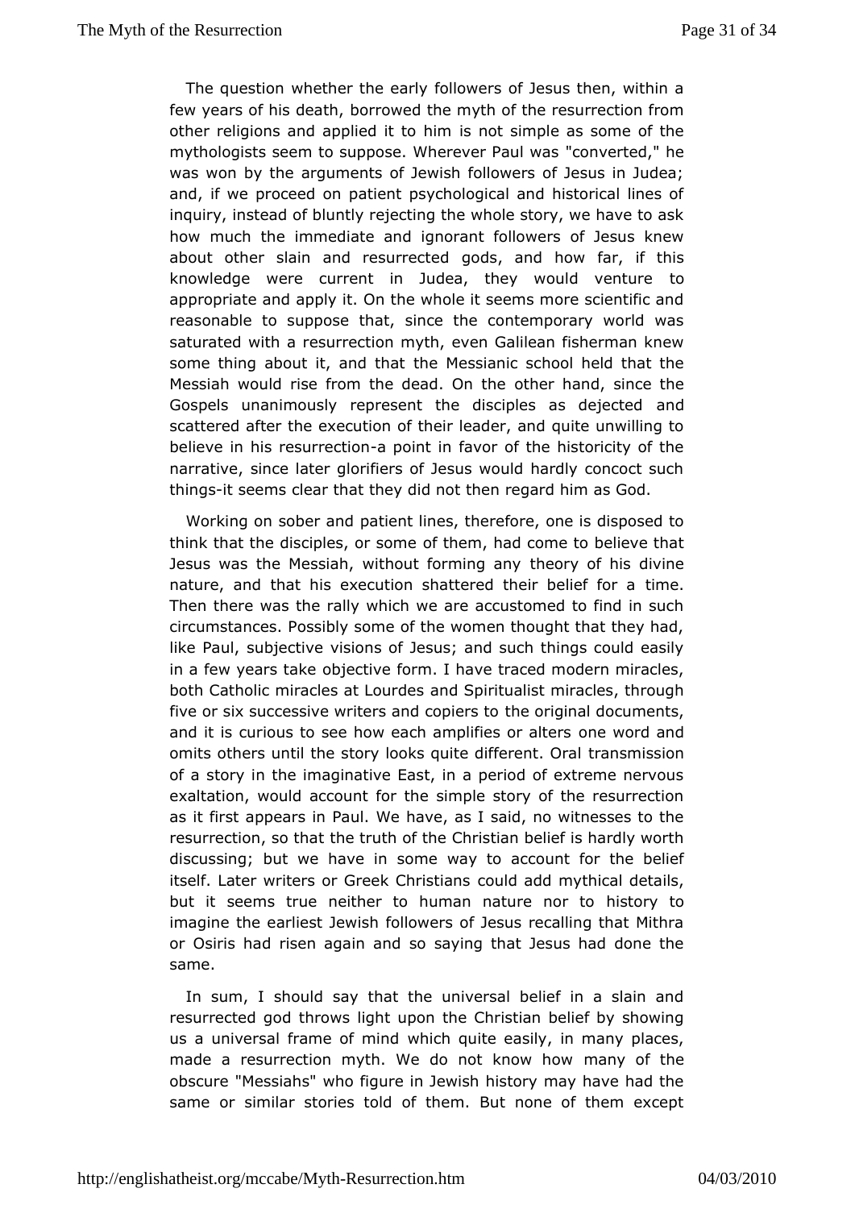The question whether the early followers of Jesus then, within a few years of his death, borrowed the myth of the resurrection from other religions and applied it to him is not simple as some of the mythologists seem to suppose. Wherever Paul was "converted," he was won by the arguments of Jewish followers of Jesus in Judea; and, if we proceed on patient psychological and historical lines of inquiry, instead of bluntly rejecting the whole story, we have to ask how much the immediate and ignorant followers of Jesus knew about other slain and resurrected gods, and how far, if this knowledge were current in Judea, they would venture to appropriate and apply it. On the whole it seems more scientific and reasonable to suppose that, since the contemporary world was saturated with a resurrection myth, even Galilean fisherman knew some thing about it, and that the Messianic school held that the Messiah would rise from the dead. On the other hand, since the Gospels unanimously represent the disciples as dejected and scattered after the execution of their leader, and quite unwilling to believe in his resurrection-a point in favor of the historicity of the narrative, since later glorifiers of Jesus would hardly concoct such things-it seems clear that they did not then regard him as God.

Working on sober and patient lines, therefore, one is disposed to think that the disciples, or some of them, had come to believe that Jesus was the Messiah, without forming any theory of his divine nature, and that his execution shattered their belief for a time. Then there was the rally which we are accustomed to find in such circumstances. Possibly some of the women thought that they had, like Paul, subjective visions of Jesus; and such things could easily in a few years take objective form. I have traced modern miracles, both Catholic miracles at Lourdes and Spiritualist miracles, through five or six successive writers and copiers to the original documents, and it is curious to see how each amplifies or alters one word and omits others until the story looks quite different. Oral transmission of a story in the imaginative East, in a period of extreme nervous exaltation, would account for the simple story of the resurrection as it first appears in Paul. We have, as I said, no witnesses to the resurrection, so that the truth of the Christian belief is hardly worth discussing; but we have in some way to account for the belief itself. Later writers or Greek Christians could add mythical details, but it seems true neither to human nature nor to history to imagine the earliest Jewish followers of Jesus recalling that Mithra or Osiris had risen again and so saying that Jesus had done the same.

In sum, I should say that the universal belief in a slain and resurrected god throws light upon the Christian belief by showing us a universal frame of mind which quite easily, in many places, made a resurrection myth. We do not know how many of the obscure "Messiahs" who figure in Jewish history may have had the same or similar stories told of them. But none of them except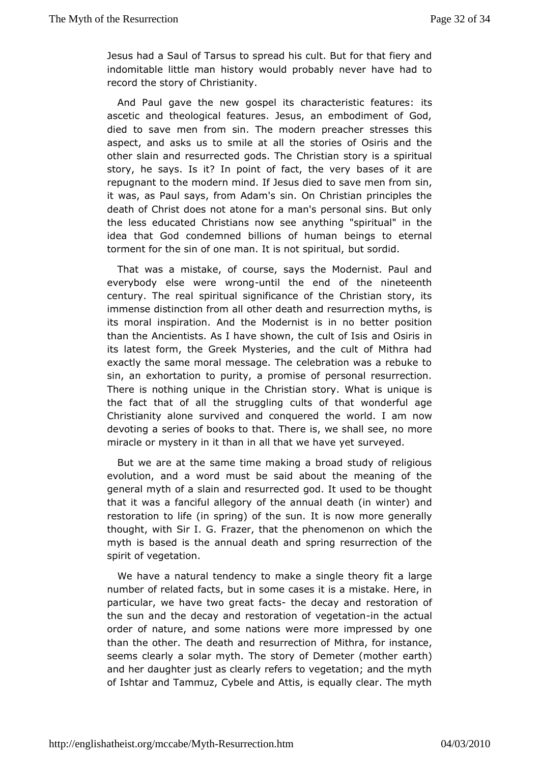Jesus had a Saul of Tarsus to spread his cult. But for that fiery and indomitable little man history would probably never have had to record the story of Christianity.

And Paul gave the new gospel its characteristic features: its ascetic and theological features. Jesus, an embodiment of God, died to save men from sin. The modern preacher stresses this aspect, and asks us to smile at all the stories of Osiris and the other slain and resurrected gods. The Christian story is a spiritual story, he says. Is it? In point of fact, the very bases of it are repugnant to the modern mind. If Jesus died to save men from sin, it was, as Paul says, from Adam's sin. On Christian principles the death of Christ does not atone for a man's personal sins. But only the less educated Christians now see anything "spiritual" in the idea that God condemned billions of human beings to eternal torment for the sin of one man. It is not spiritual, but sordid.

That was a mistake, of course, says the Modernist. Paul and everybody else were wrong-until the end of the nineteenth century. The real spiritual significance of the Christian story, its immense distinction from all other death and resurrection myths, is its moral inspiration. And the Modernist is in no better position than the Ancientists. As I have shown, the cult of Isis and Osiris in its latest form, the Greek Mysteries, and the cult of Mithra had exactly the same moral message. The celebration was a rebuke to sin, an exhortation to purity, a promise of personal resurrection. There is nothing unique in the Christian story. What is unique is the fact that of all the struggling cults of that wonderful age Christianity alone survived and conquered the world. I am now devoting a series of books to that. There is, we shall see, no more miracle or mystery in it than in all that we have yet surveyed.

But we are at the same time making a broad study of religious evolution, and a word must be said about the meaning of the general myth of a slain and resurrected god. It used to be thought that it was a fanciful allegory of the annual death (in winter) and restoration to life (in spring) of the sun. It is now more generally thought, with Sir I. G. Frazer, that the phenomenon on which the myth is based is the annual death and spring resurrection of the spirit of vegetation.

We have a natural tendency to make a single theory fit a large number of related facts, but in some cases it is a mistake. Here, in particular, we have two great facts- the decay and restoration of the sun and the decay and restoration of vegetation-in the actual order of nature, and some nations were more impressed by one than the other. The death and resurrection of Mithra, for instance, seems clearly a solar myth. The story of Demeter (mother earth) and her daughter just as clearly refers to vegetation; and the myth of Ishtar and Tammuz, Cybele and Attis, is equally clear. The myth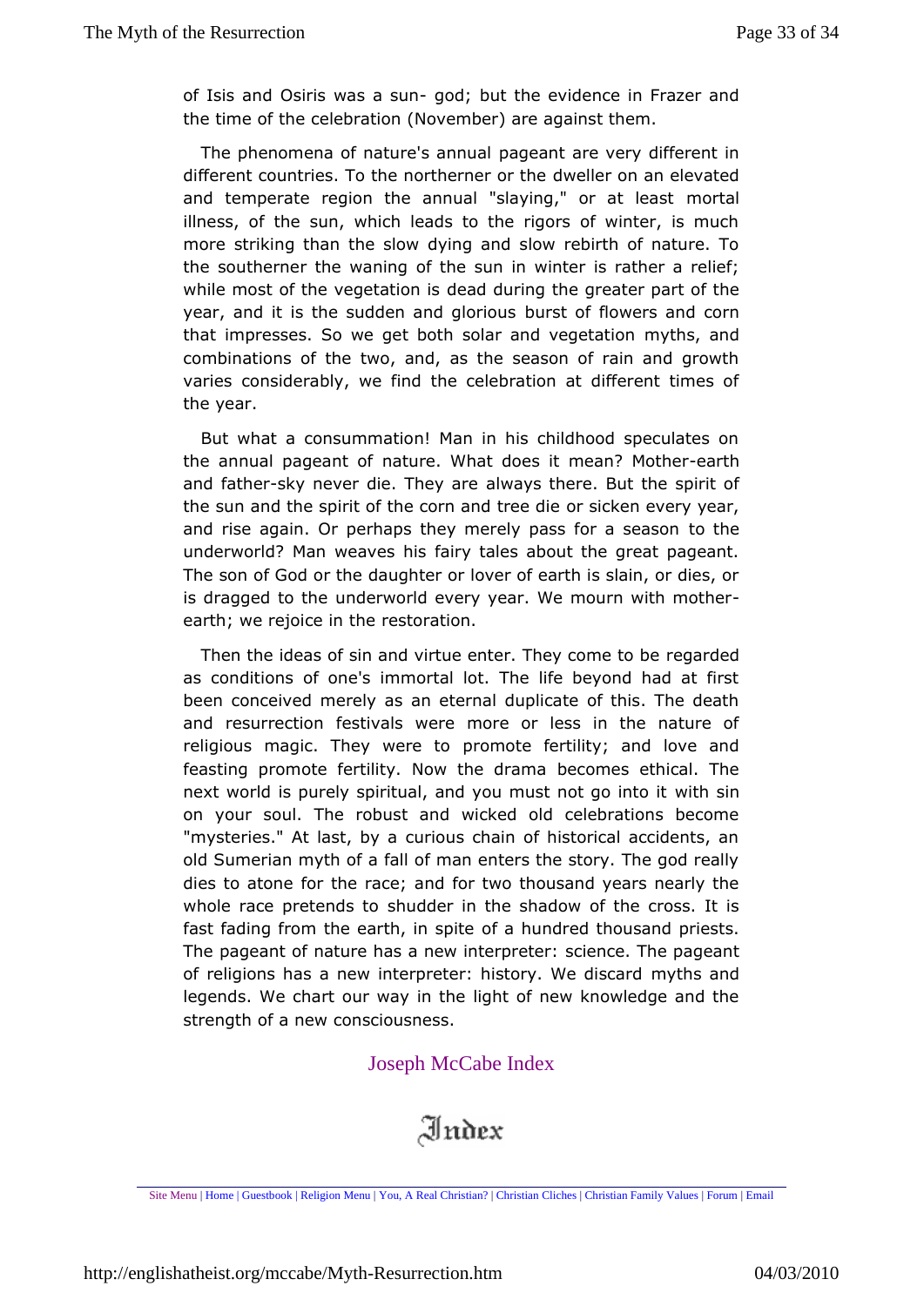of Isis and Osiris was a sun- god; but the evidence in Frazer and the time of the celebration (November) are against them.

The phenomena of nature's annual pageant are very different in different countries. To the northerner or the dweller on an elevated and temperate region the annual "slaying," or at least mortal illness, of the sun, which leads to the rigors of winter, is much more striking than the slow dying and slow rebirth of nature. To the southerner the waning of the sun in winter is rather a relief; while most of the vegetation is dead during the greater part of the year, and it is the sudden and glorious burst of flowers and corn that impresses. So we get both solar and vegetation myths, and combinations of the two, and, as the season of rain and growth varies considerably, we find the celebration at different times of the year.

But what a consummation! Man in his childhood speculates on the annual pageant of nature. What does it mean? Mother-earth and father-sky never die. They are always there. But the spirit of the sun and the spirit of the corn and tree die or sicken every year, and rise again. Or perhaps they merely pass for a season to the underworld? Man weaves his fairy tales about the great pageant. The son of God or the daughter or lover of earth is slain, or dies, or is dragged to the underworld every year. We mourn with mother-earth; we rejoice in the restoration.

Then the ideas of sin and virtue enter. They come to be regarded as conditions of one's immortal lot. The life beyond had at first been conceived merely as an eternal duplicate of this. The death and resurrection festivals were more or less in the nature of religious magic. They were to promote fertility; and love and feasting promote fertility. Now the drama becomes ethical. The next world is purely spiritual, and you must not go into it with sin on your soul. The robust and wicked old celebrations become "mysteries." At last, by a curious chain of historical accidents, an old Sumerian myth of a fall of man enters the story. The god really dies to atone for the race; and for two thousand years nearly the whole race pretends to shudder in the shadow of the cross. It is fast fading from the earth, in spite of a hundred thousand priests. The pageant of nature has a new interpreter: science. The pageant of religions has a new interpreter: history. We discard myths and legends. We chart our way in the light of new knowledge and the strength of a new consciousness.

Joseph McCabe Index

Index

Site Menu | Home | Guestbook | Religion Menu | You, A Real Christian? | Christian Cliches | Christian Family Values | Forum | Email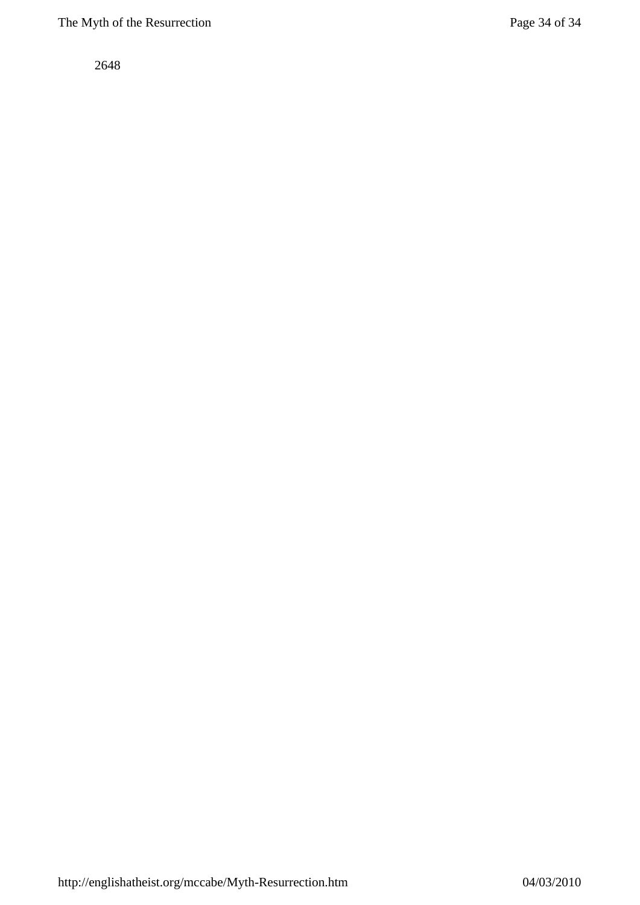2648